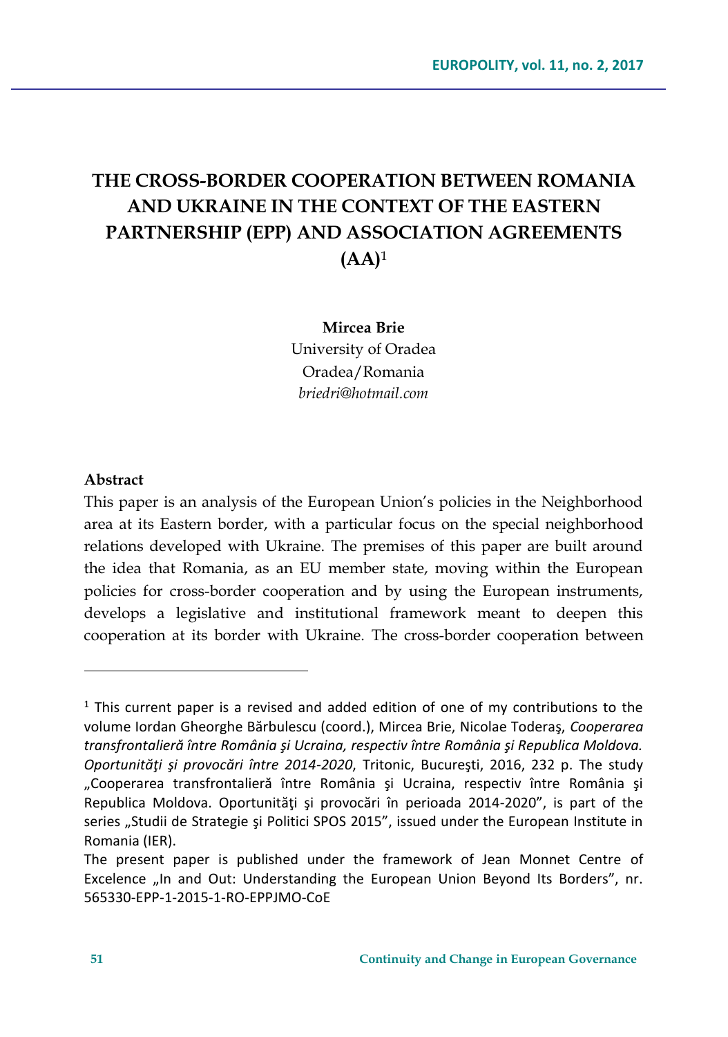# THE CROSS-BORDER COOPERATION BETWEEN ROMANIA AND UKRAINE IN THE CONTEXT OF THE EASTERN PARTNERSHIP (EPP) AND ASSOCIATION AGREEMENTS (AA)[1]

**Mircea Brie**
University of Oradea
Oradea/Romania
*briedri@hotmail.com*

**Abstract**

This paper is an analysis of the European Union's policies in the Neighborhood area at its Eastern border, with a particular focus on the special neighborhood relations developed with Ukraine. The premises of this paper are built around the idea that Romania, as an EU member state, moving within the European policies for cross-border cooperation and by using the European instruments, develops a legislative and institutional framework meant to deepen this cooperation at its border with Ukraine. The cross-border cooperation between

---

[1] This current paper is a revised and added edition of one of my contributions to the volume Iordan Gheorghe Bărbulescu (coord.), Mircea Brie, Nicolae Toderaş, *Cooperarea transfrontalieră între România şi Ucraina, respectiv între România şi Republica Moldova. Oportunităţi şi provocări între 2014-2020*, Tritonic, Bucureşti, 2016, 232 p. The study „Cooperarea transfrontalieră între România şi Ucraina, respectiv între România şi Republica Moldova. Oportunităţi şi provocări în perioada 2014-2020", is part of the series „Studii de Strategie şi Politici SPOS 2015", issued under the European Institute in Romania (IER).

The present paper is published under the framework of Jean Monnet Centre of Excelence „In and Out: Understanding the European Union Beyond Its Borders", nr. 565330-EPP-1-2015-1-RO-EPPJMO-CoE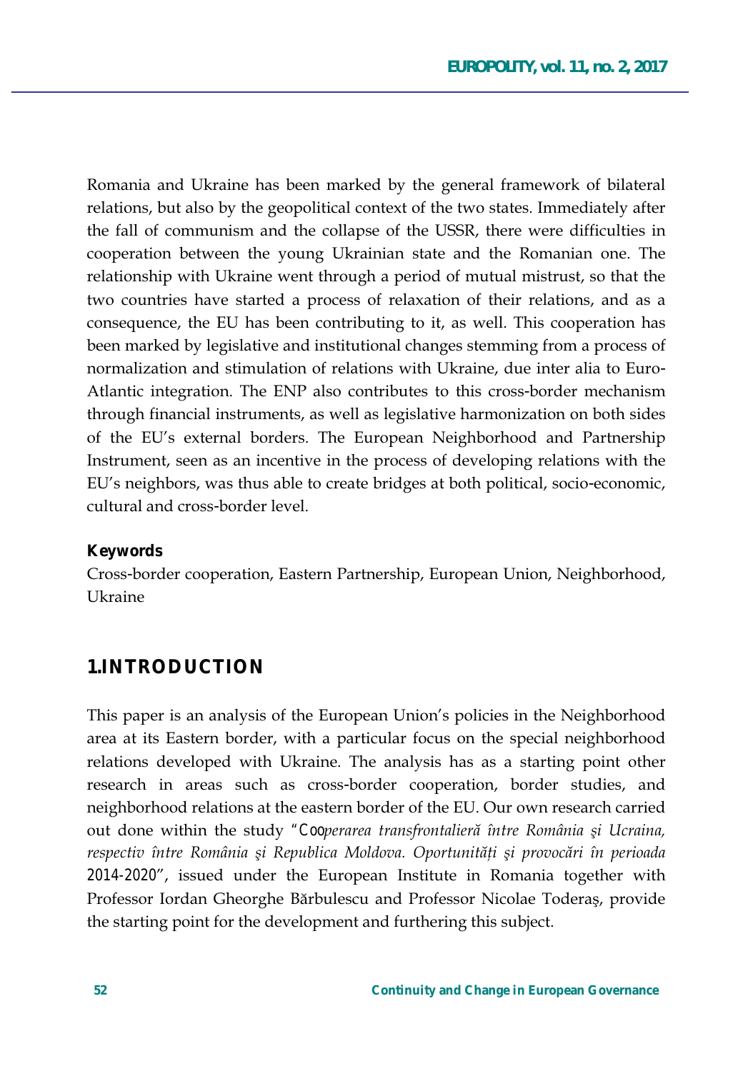Romania and Ukraine has been marked by the general framework of bilateral relations, but also by the geopolitical context of the two states. Immediately after the fall of communism and the collapse of the USSR, there were difficulties in cooperation between the young Ukrainian state and the Romanian one. The relationship with Ukraine went through a period of mutual mistrust, so that the two countries have started a process of relaxation of their relations, and as a consequence, the EU has been contributing to it, as well. This cooperation has been marked by legislative and institutional changes stemming from a process of normalization and stimulation of relations with Ukraine, due inter alia to Euro-Atlantic integration. The ENP also contributes to this cross-border mechanism through financial instruments, as well as legislative harmonization on both sides of the EU's external borders. The European Neighborhood and Partnership Instrument, seen as an incentive in the process of developing relations with the EU's neighbors, was thus able to create bridges at both political, socio-economic, cultural and cross-border level.

**Keywords**

Cross-border cooperation, Eastern Partnership, European Union, Neighborhood, Ukraine

## 1. INTRODUCTION

This paper is an analysis of the European Union's policies in the Neighborhood area at its Eastern border, with a particular focus on the special neighborhood relations developed with Ukraine. The analysis has as a starting point other research in areas such as cross-border cooperation, border studies, and neighborhood relations at the eastern border of the EU. Our own research carried out done within the study "*Cooperarea transfrontalieră între România şi Ucraina, respectiv între România şi Republica Moldova. Oportunități şi provocări în perioada* 2014-2020", issued under the European Institute in Romania together with Professor Iordan Gheorghe Bărbulescu and Professor Nicolae Toderaş, provide the starting point for the development and furthering this subject.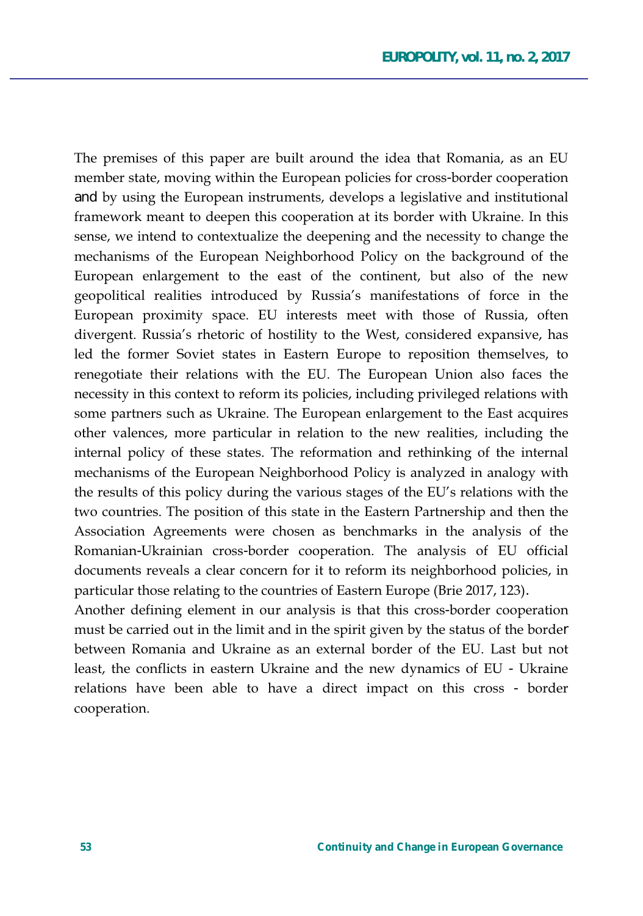The premises of this paper are built around the idea that Romania, as an EU member state, moving within the European policies for cross-border cooperation and by using the European instruments, develops a legislative and institutional framework meant to deepen this cooperation at its border with Ukraine. In this sense, we intend to contextualize the deepening and the necessity to change the mechanisms of the European Neighborhood Policy on the background of the European enlargement to the east of the continent, but also of the new geopolitical realities introduced by Russia's manifestations of force in the European proximity space. EU interests meet with those of Russia, often divergent. Russia's rhetoric of hostility to the West, considered expansive, has led the former Soviet states in Eastern Europe to reposition themselves, to renegotiate their relations with the EU. The European Union also faces the necessity in this context to reform its policies, including privileged relations with some partners such as Ukraine. The European enlargement to the East acquires other valences, more particular in relation to the new realities, including the internal policy of these states. The reformation and rethinking of the internal mechanisms of the European Neighborhood Policy is analyzed in analogy with the results of this policy during the various stages of the EU's relations with the two countries. The position of this state in the Eastern Partnership and then the Association Agreements were chosen as benchmarks in the analysis of the Romanian-Ukrainian cross-border cooperation. The analysis of EU official documents reveals a clear concern for it to reform its neighborhood policies, in particular those relating to the countries of Eastern Europe (Brie 2017, 123).

Another defining element in our analysis is that this cross-border cooperation must be carried out in the limit and in the spirit given by the status of the border between Romania and Ukraine as an external border of the EU. Last but not least, the conflicts in eastern Ukraine and the new dynamics of EU - Ukraine relations have been able to have a direct impact on this cross - border cooperation.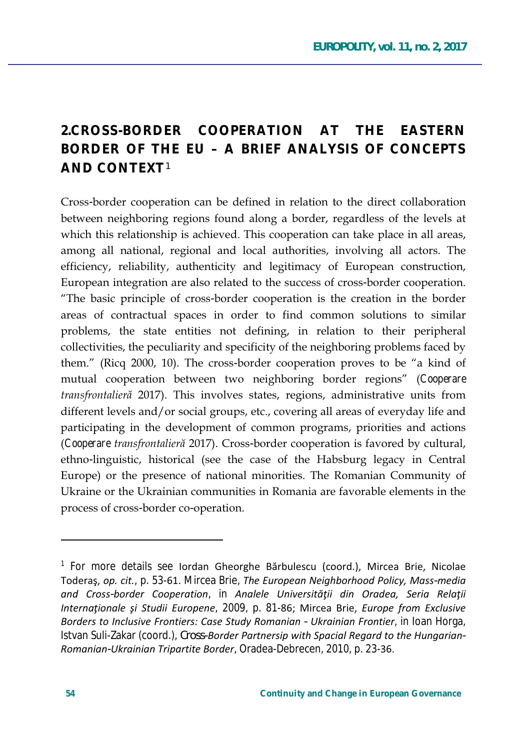## 2.CROSS-BORDER COOPERATION AT THE EASTERN BORDER OF THE EU – A BRIEF ANALYSIS OF CONCEPTS AND CONTEXT[1]

Cross-border cooperation can be defined in relation to the direct collaboration between neighboring regions found along a border, regardless of the levels at which this relationship is achieved. This cooperation can take place in all areas, among all national, regional and local authorities, involving all actors. The efficiency, reliability, authenticity and legitimacy of European construction, European integration are also related to the success of cross-border cooperation. "The basic principle of cross-border cooperation is the creation in the border areas of contractual spaces in order to find common solutions to similar problems, the state entities not defining, in relation to their peripheral collectivities, the peculiarity and specificity of the neighboring problems faced by them." (Ricq 2000, 10). The cross-border cooperation proves to be "a kind of mutual cooperation between two neighboring border regions" (*Cooperare transfrontalieră* 2017). This involves states, regions, administrative units from different levels and/or social groups, etc., covering all areas of everyday life and participating in the development of common programs, priorities and actions (*Cooperare transfrontalieră* 2017). Cross-border cooperation is favored by cultural, ethno-linguistic, historical (see the case of the Habsburg legacy in Central Europe) or the presence of national minorities. The Romanian Community of Ukraine or the Ukrainian communities in Romania are favorable elements in the process of cross-border co-operation.

---

[1] For more details see Iordan Gheorghe Bărbulescu (coord.), Mircea Brie, Nicolae Toderaş, *op. cit.*, p. 53-61. Mircea Brie, *The European Neighborhood Policy, Mass-media and Cross-border Cooperation*, in *Analele Universităţii din Oradea, Seria Relaţii Internaţionale şi Studii Europene*, 2009, p. 81-86; Mircea Brie, *Europe from Exclusive Borders to Inclusive Frontiers: Case Study Romanian - Ukrainian Frontier*, in Ioan Horga, Istvan Suli-Zakar (coord.), *Cross-Border Partnersip with Spacial Regard to the Hungarian-Romanian-Ukrainian Tripartite Border*, Oradea-Debrecen, 2010, p. 23-36.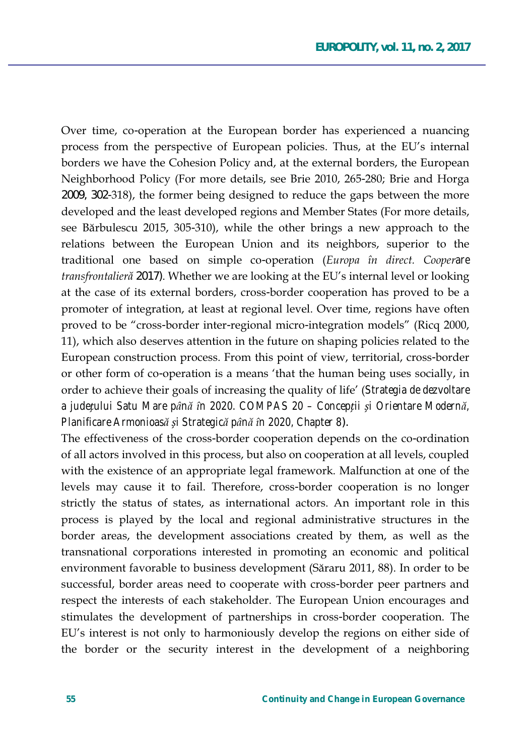Over time, co-operation at the European border has experienced a nuancing process from the perspective of European policies. Thus, at the EU's internal borders we have the Cohesion Policy and, at the external borders, the European Neighborhood Policy (For more details, see Brie 2010, 265-280; Brie and Horga 2009, 302-318), the former being designed to reduce the gaps between the more developed and the least developed regions and Member States (For more details, see Bărbulescu 2015, 305-310), while the other brings a new approach to the relations between the European Union and its neighbors, superior to the traditional one based on simple co-operation (*Europa în direct. Cooperare transfrontalieră* 2017). Whether we are looking at the EU's internal level or looking at the case of its external borders, cross-border cooperation has proved to be a promoter of integration, at least at regional level. Over time, regions have often proved to be "cross-border inter-regional micro-integration models" (Ricq 2000, 11), which also deserves attention in the future on shaping policies related to the European construction process. From this point of view, territorial, cross-border or other form of co-operation is a means 'that the human being uses socially, in order to achieve their goals of increasing the quality of life' (*Strategia de dezvoltare a județului Satu Mare până în 2020. COMPAS 20 – Concepții și Orientare Modernă, Planificare Armonioasă și Strategică până în 2020, Chapter 8*).

The effectiveness of the cross-border cooperation depends on the co-ordination of all actors involved in this process, but also on cooperation at all levels, coupled with the existence of an appropriate legal framework. Malfunction at one of the levels may cause it to fail. Therefore, cross-border cooperation is no longer strictly the status of states, as international actors. An important role in this process is played by the local and regional administrative structures in the border areas, the development associations created by them, as well as the transnational corporations interested in promoting an economic and political environment favorable to business development (Săraru 2011, 88). In order to be successful, border areas need to cooperate with cross-border peer partners and respect the interests of each stakeholder. The European Union encourages and stimulates the development of partnerships in cross-border cooperation. The EU's interest is not only to harmoniously develop the regions on either side of the border or the security interest in the development of a neighboring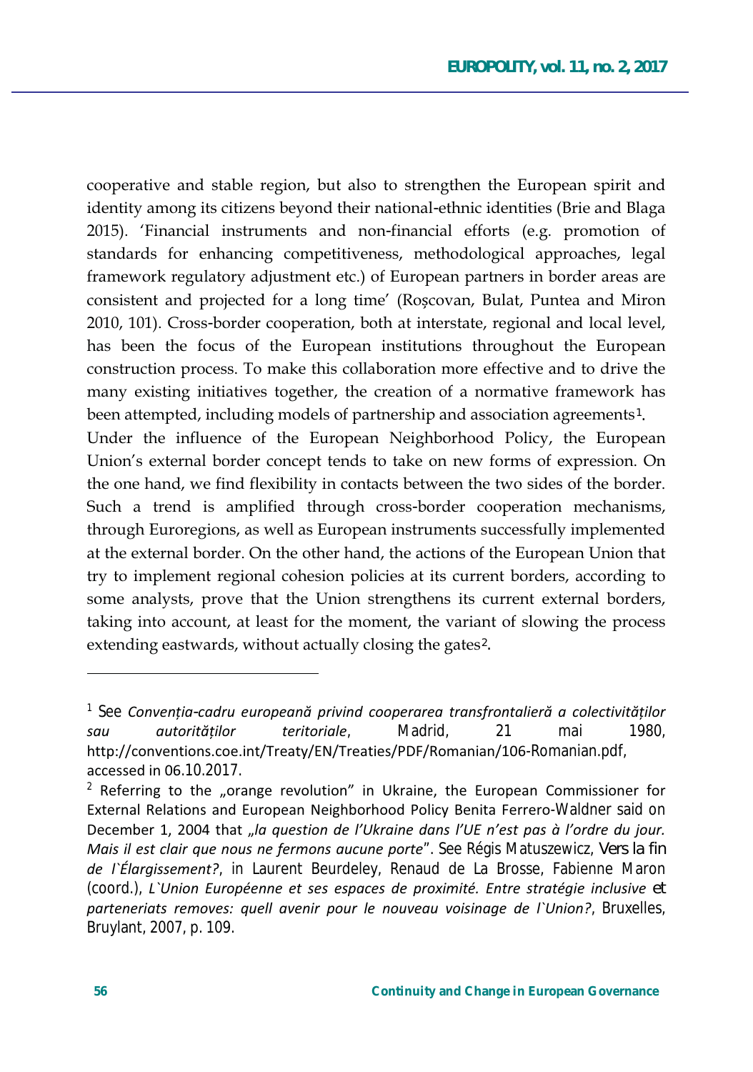cooperative and stable region, but also to strengthen the European spirit and identity among its citizens beyond their national-ethnic identities (Brie and Blaga 2015). 'Financial instruments and non-financial efforts (e.g. promotion of standards for enhancing competitiveness, methodological approaches, legal framework regulatory adjustment etc.) of European partners in border areas are consistent and projected for a long time' (Roșcovan, Bulat, Puntea and Miron 2010, 101). Cross-border cooperation, both at interstate, regional and local level, has been the focus of the European institutions throughout the European construction process. To make this collaboration more effective and to drive the many existing initiatives together, the creation of a normative framework has been attempted, including models of partnership and association agreements[1].

Under the influence of the European Neighborhood Policy, the European Union's external border concept tends to take on new forms of expression. On the one hand, we find flexibility in contacts between the two sides of the border. Such a trend is amplified through cross-border cooperation mechanisms, through Euroregions, as well as European instruments successfully implemented at the external border. On the other hand, the actions of the European Union that try to implement regional cohesion policies at its current borders, according to some analysts, prove that the Union strengthens its current external borders, taking into account, at least for the moment, the variant of slowing the process extending eastwards, without actually closing the gates[2].

---

[1] See *Convenția-cadru europeană privind cooperarea transfrontalieră a colectivităților sau autorităților teritoriale*, Madrid, 21 mai 1980, http://conventions.coe.int/Treaty/EN/Treaties/PDF/Romanian/106-Romanian.pdf, accessed in 06.10.2017.

[2] Referring to the „orange revolution" in Ukraine, the European Commissioner for External Relations and European Neighborhood Policy Benita Ferrero-Waldner said on December 1, 2004 that *„la question de l'Ukraine dans l'UE n'est pas à l'ordre du jour. Mais il est clair que nous ne fermons aucune porte*". See Régis Matuszewicz, *Vers la fin de l`Élargissement?*, in Laurent Beurdeley, Renaud de La Brosse, Fabienne Maron (coord.), *L`Union Européenne et ses espaces de proximité. Entre stratégie inclusive et parteneriats removes: quell avenir pour le nouveau voisinage de l`Union?*, Bruxelles, Bruylant, 2007, p. 109.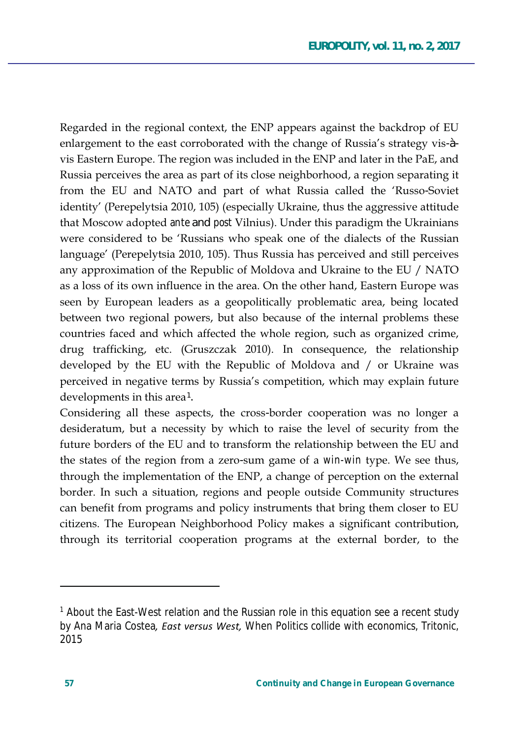Regarded in the regional context, the ENP appears against the backdrop of EU enlargement to the east corroborated with the change of Russia's strategy vis-à-vis Eastern Europe. The region was included in the ENP and later in the PaE, and Russia perceives the area as part of its close neighborhood, a region separating it from the EU and NATO and part of what Russia called the 'Russo-Soviet identity' (Perepelytsia 2010, 105) (especially Ukraine, thus the aggressive attitude that Moscow adopted *ante* and *post* Vilnius). Under this paradigm the Ukrainians were considered to be 'Russians who speak one of the dialects of the Russian language' (Perepelytsia 2010, 105). Thus Russia has perceived and still perceives any approximation of the Republic of Moldova and Ukraine to the EU / NATO as a loss of its own influence in the area. On the other hand, Eastern Europe was seen by European leaders as a geopolitically problematic area, being located between two regional powers, but also because of the internal problems these countries faced and which affected the whole region, such as organized crime, drug trafficking, etc. (Gruszczak 2010). In consequence, the relationship developed by the EU with the Republic of Moldova and / or Ukraine was perceived in negative terms by Russia's competition, which may explain future developments in this area[1].

Considering all these aspects, the cross-border cooperation was no longer a desideratum, but a necessity by which to raise the level of security from the future borders of the EU and to transform the relationship between the EU and the states of the region from a zero-sum game of a *win-win* type. We see thus, through the implementation of the ENP, a change of perception on the external border. In such a situation, regions and people outside Community structures can benefit from programs and policy instruments that bring them closer to EU citizens. The European Neighborhood Policy makes a significant contribution, through its territorial cooperation programs at the external border, to the

[1] About the East-West relation and the Russian role in this equation see a recent study by Ana Maria Costea, *East versus West,* When Politics collide with economics, Tritonic, 2015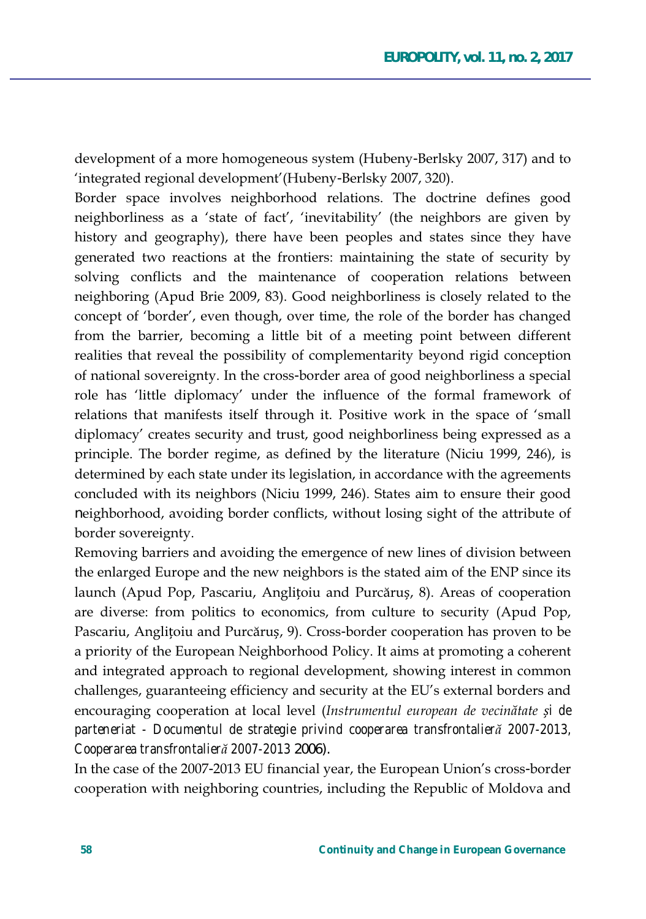development of a more homogeneous system (Hubeny-Berlsky 2007, 317) and to 'integrated regional development'(Hubeny-Berlsky 2007, 320).

Border space involves neighborhood relations. The doctrine defines good neighborliness as a 'state of fact', 'inevitability' (the neighbors are given by history and geography), there have been peoples and states since they have generated two reactions at the frontiers: maintaining the state of security by solving conflicts and the maintenance of cooperation relations between neighboring (Apud Brie 2009, 83). Good neighborliness is closely related to the concept of 'border', even though, over time, the role of the border has changed from the barrier, becoming a little bit of a meeting point between different realities that reveal the possibility of complementarity beyond rigid conception of national sovereignty. In the cross-border area of good neighborliness a special role has 'little diplomacy' under the influence of the formal framework of relations that manifests itself through it. Positive work in the space of 'small diplomacy' creates security and trust, good neighborliness being expressed as a principle. The border regime, as defined by the literature (Niciu 1999, 246), is determined by each state under its legislation, in accordance with the agreements concluded with its neighbors (Niciu 1999, 246). States aim to ensure their good neighborhood, avoiding border conflicts, without losing sight of the attribute of border sovereignty.

Removing barriers and avoiding the emergence of new lines of division between the enlarged Europe and the new neighbors is the stated aim of the ENP since its launch (Apud Pop, Pascariu, Anglițoiu and Purcăruș, 8). Areas of cooperation are diverse: from politics to economics, from culture to security (Apud Pop, Pascariu, Anglițoiu and Purcăruș, 9). Cross-border cooperation has proven to be a priority of the European Neighborhood Policy. It aims at promoting a coherent and integrated approach to regional development, showing interest in common challenges, guaranteeing efficiency and security at the EU's external borders and encouraging cooperation at local level (*Instrumentul european de vecinătate și de parteneriat - Documentul de strategie privind cooperarea transfrontalieră 2007-2013, Cooperarea transfrontalieră 2007-2013* 2006).

In the case of the 2007-2013 EU financial year, the European Union's cross-border cooperation with neighboring countries, including the Republic of Moldova and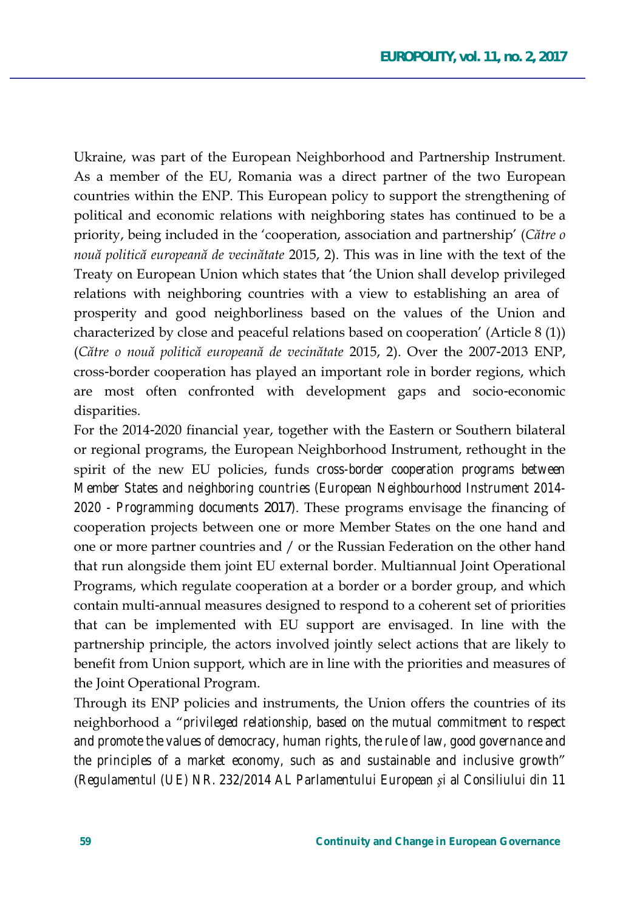Ukraine, was part of the European Neighborhood and Partnership Instrument. As a member of the EU, Romania was a direct partner of the two European countries within the ENP. This European policy to support the strengthening of political and economic relations with neighboring states has continued to be a priority, being included in the 'cooperation, association and partnership' (*Către o nouă politică europeană de vecinătate* 2015, 2). This was in line with the text of the Treaty on European Union which states that 'the Union shall develop privileged relations with neighboring countries with a view to establishing an area of prosperity and good neighborliness based on the values of the Union and characterized by close and peaceful relations based on cooperation' (Article 8 (1)) (*Către o nouă politică europeană de vecinătate* 2015, 2). Over the 2007-2013 ENP, cross-border cooperation has played an important role in border regions, which are most often confronted with development gaps and socio-economic disparities.

For the 2014-2020 financial year, together with the Eastern or Southern bilateral or regional programs, the European Neighborhood Instrument, rethought in the spirit of the new EU policies, funds cross-border cooperation programs between Member States and neighboring countries (*European Neighbourhood Instrument 2014-2020 - Programming documents* 2017). These programs envisage the financing of cooperation projects between one or more Member States on the one hand and one or more partner countries and / or the Russian Federation on the other hand that run alongside them joint EU external border. Multiannual Joint Operational Programs, which regulate cooperation at a border or a border group, and which contain multi-annual measures designed to respond to a coherent set of priorities that can be implemented with EU support are envisaged. In line with the partnership principle, the actors involved jointly select actions that are likely to benefit from Union support, which are in line with the priorities and measures of the Joint Operational Program.

Through its ENP policies and instruments, the Union offers the countries of its neighborhood a "privileged relationship, based on the mutual commitment to respect and promote the values of democracy, human rights, the rule of law, good governance and the principles of a market economy, such as and sustainable and inclusive growth" (Regulamentul (UE) NR. 232/2014 AL Parlamentului European și al Consiliului din 11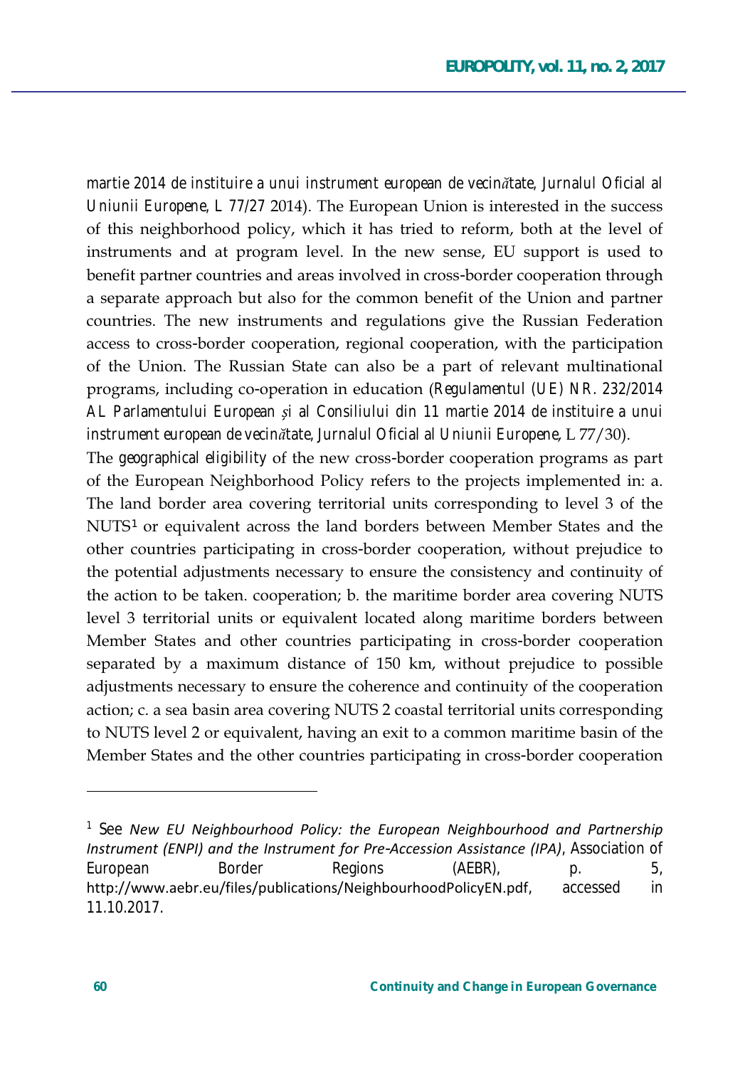*martie 2014 de instituire a unui instrument european de vecinătate, Jurnalul Oficial al Uniunii Europene, L 77/27* 2014). The European Union is interested in the success of this neighborhood policy, which it has tried to reform, both at the level of instruments and at program level. In the new sense, EU support is used to benefit partner countries and areas involved in cross-border cooperation through a separate approach but also for the common benefit of the Union and partner countries. The new instruments and regulations give the Russian Federation access to cross-border cooperation, regional cooperation, with the participation of the Union. The Russian State can also be a part of relevant multinational programs, including co-operation in education (*Regulamentul (UE) NR. 232/2014 AL Parlamentului European şi al Consiliului din 11 martie 2014 de instituire a unui instrument european de vecinătate, Jurnalul Oficial al Uniunii Europene*, L 77/30).

The *geographical eligibility* of the new cross-border cooperation programs as part of the European Neighborhood Policy refers to the projects implemented in: a. The land border area covering territorial units corresponding to level 3 of the NUTS[1] or equivalent across the land borders between Member States and the other countries participating in cross-border cooperation, without prejudice to the potential adjustments necessary to ensure the consistency and continuity of the action to be taken. cooperation; b. the maritime border area covering NUTS level 3 territorial units or equivalent located along maritime borders between Member States and other countries participating in cross-border cooperation separated by a maximum distance of 150 km, without prejudice to possible adjustments necessary to ensure the coherence and continuity of the cooperation action; c. a sea basin area covering NUTS 2 coastal territorial units corresponding to NUTS level 2 or equivalent, having an exit to a common maritime basin of the Member States and the other countries participating in cross-border cooperation

---

[1] See *New EU Neighbourhood Policy: the European Neighbourhood and Partnership Instrument (ENPI) and the Instrument for Pre-Accession Assistance (IPA)*, Association of European Border Regions (AEBR), p. 5, http://www.aebr.eu/files/publications/NeighbourhoodPolicyEN.pdf, accessed in 11.10.2017.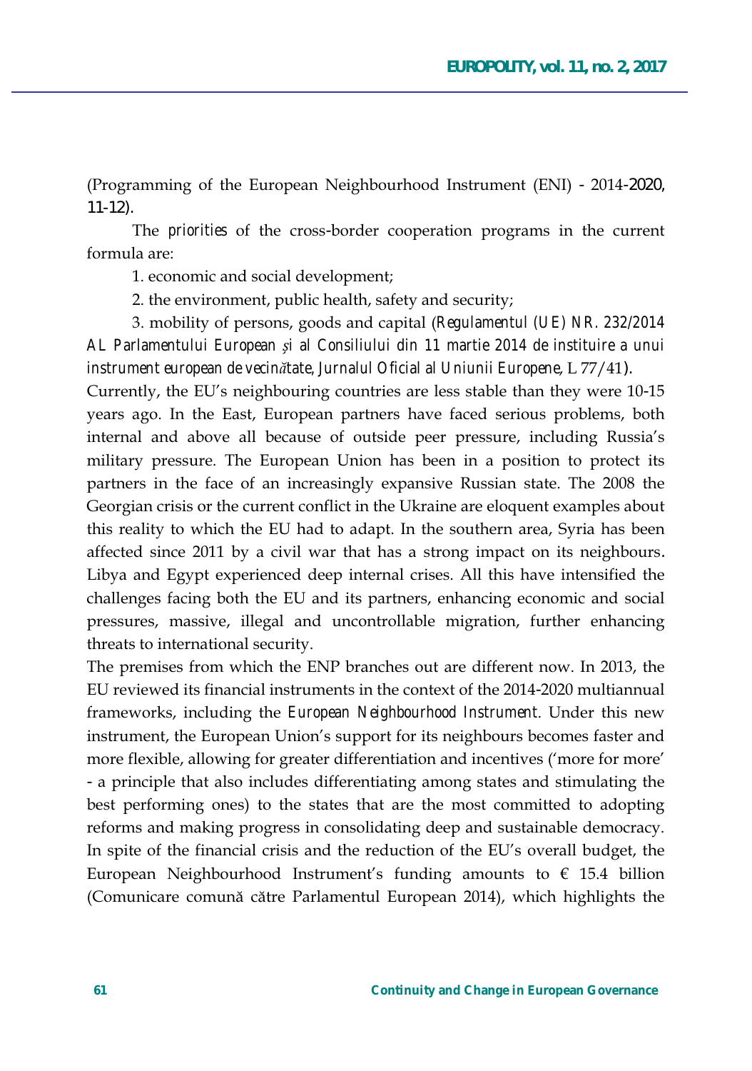(Programming of the European Neighbourhood Instrument (ENI) - 2014-2020, 11-12).

The *priorities* of the cross-border cooperation programs in the current formula are:

1. economic and social development;

2. the environment, public health, safety and security;

3. mobility of persons, goods and capital (*Regulamentul (UE) NR. 232/2014 AL Parlamentului European și al Consiliului din 11 martie 2014 de instituire a unui instrument european de vecinătate*, *Jurnalul Oficial al Uniunii Europene*, L 77/41).

Currently, the EU's neighbouring countries are less stable than they were 10-15 years ago. In the East, European partners have faced serious problems, both internal and above all because of outside peer pressure, including Russia's military pressure. The European Union has been in a position to protect its partners in the face of an increasingly expansive Russian state. The 2008 the Georgian crisis or the current conflict in the Ukraine are eloquent examples about this reality to which the EU had to adapt. In the southern area, Syria has been affected since 2011 by a civil war that has a strong impact on its neighbours. Libya and Egypt experienced deep internal crises. All this have intensified the challenges facing both the EU and its partners, enhancing economic and social pressures, massive, illegal and uncontrollable migration, further enhancing threats to international security.

The premises from which the ENP branches out are different now. In 2013, the EU reviewed its financial instruments in the context of the 2014-2020 multiannual frameworks, including the *European Neighbourhood Instrument*. Under this new instrument, the European Union's support for its neighbours becomes faster and more flexible, allowing for greater differentiation and incentives ('more for more' - a principle that also includes differentiating among states and stimulating the best performing ones) to the states that are the most committed to adopting reforms and making progress in consolidating deep and sustainable democracy. In spite of the financial crisis and the reduction of the EU's overall budget, the European Neighbourhood Instrument's funding amounts to € 15.4 billion (Comunicare comună către Parlamentul European 2014), which highlights the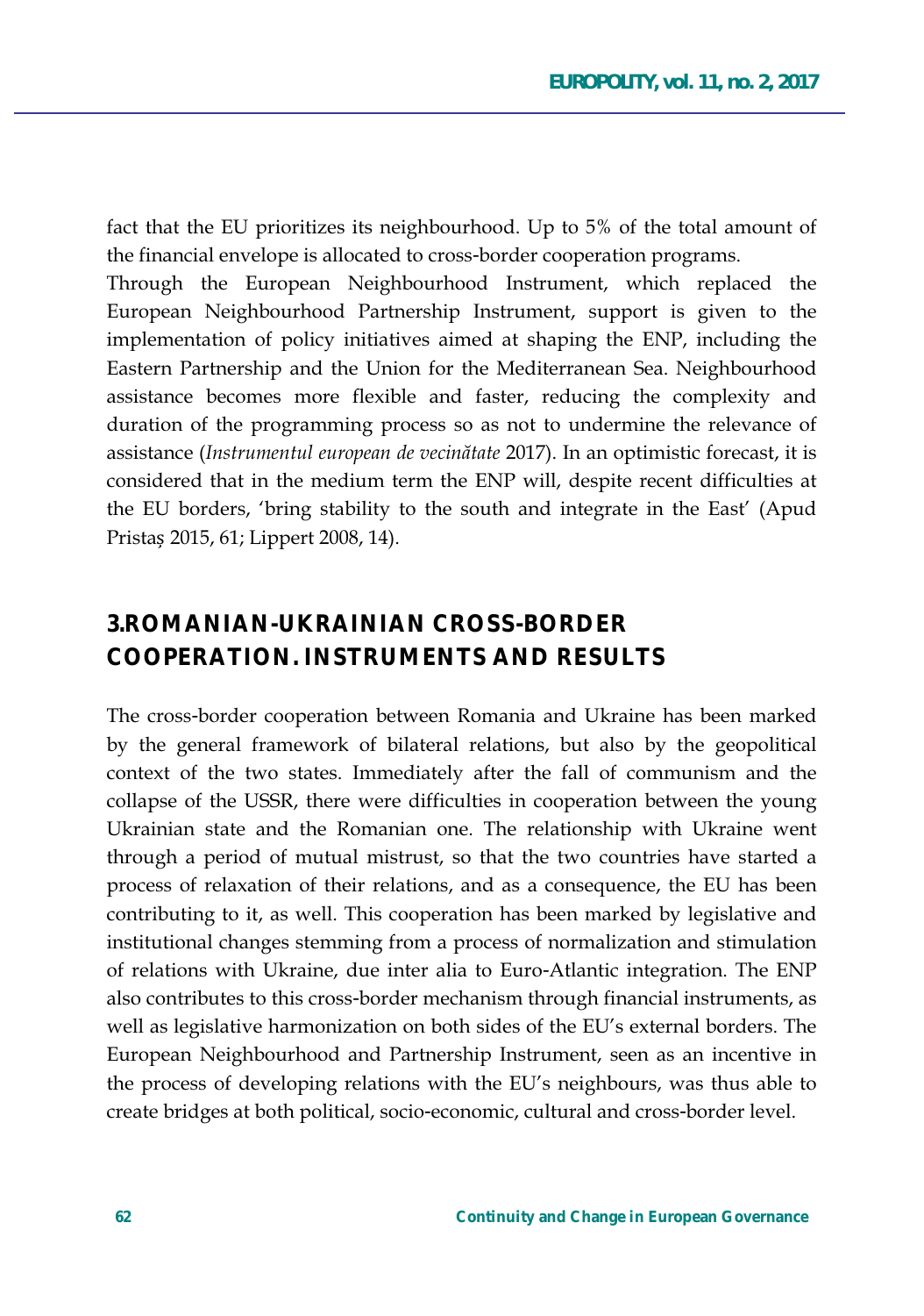fact that the EU prioritizes its neighbourhood. Up to 5% of the total amount of the financial envelope is allocated to cross-border cooperation programs.

Through the European Neighbourhood Instrument, which replaced the European Neighbourhood Partnership Instrument, support is given to the implementation of policy initiatives aimed at shaping the ENP, including the Eastern Partnership and the Union for the Mediterranean Sea. Neighbourhood assistance becomes more flexible and faster, reducing the complexity and duration of the programming process so as not to undermine the relevance of assistance (*Instrumentul european de vecinătate* 2017). In an optimistic forecast, it is considered that in the medium term the ENP will, despite recent difficulties at the EU borders, 'bring stability to the south and integrate in the East' (Apud Pristaș 2015, 61; Lippert 2008, 14).

## 3.ROMANIAN-UKRAINIAN CROSS-BORDER COOPERATION. INSTRUMENTS AND RESULTS

The cross-border cooperation between Romania and Ukraine has been marked by the general framework of bilateral relations, but also by the geopolitical context of the two states. Immediately after the fall of communism and the collapse of the USSR, there were difficulties in cooperation between the young Ukrainian state and the Romanian one. The relationship with Ukraine went through a period of mutual mistrust, so that the two countries have started a process of relaxation of their relations, and as a consequence, the EU has been contributing to it, as well. This cooperation has been marked by legislative and institutional changes stemming from a process of normalization and stimulation of relations with Ukraine, due inter alia to Euro-Atlantic integration. The ENP also contributes to this cross-border mechanism through financial instruments, as well as legislative harmonization on both sides of the EU's external borders. The European Neighbourhood and Partnership Instrument, seen as an incentive in the process of developing relations with the EU's neighbours, was thus able to create bridges at both political, socio-economic, cultural and cross-border level.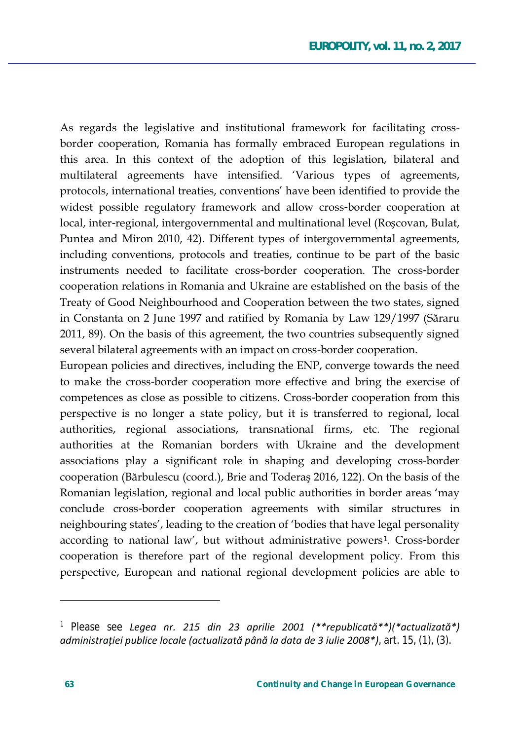As regards the legislative and institutional framework for facilitating cross-border cooperation, Romania has formally embraced European regulations in this area. In this context of the adoption of this legislation, bilateral and multilateral agreements have intensified. 'Various types of agreements, protocols, international treaties, conventions' have been identified to provide the widest possible regulatory framework and allow cross-border cooperation at local, inter-regional, intergovernmental and multinational level (Roșcovan, Bulat, Puntea and Miron 2010, 42). Different types of intergovernmental agreements, including conventions, protocols and treaties, continue to be part of the basic instruments needed to facilitate cross-border cooperation. The cross-border cooperation relations in Romania and Ukraine are established on the basis of the Treaty of Good Neighbourhood and Cooperation between the two states, signed in Constanta on 2 June 1997 and ratified by Romania by Law 129/1997 (Săraru 2011, 89). On the basis of this agreement, the two countries subsequently signed several bilateral agreements with an impact on cross-border cooperation.

European policies and directives, including the ENP, converge towards the need to make the cross-border cooperation more effective and bring the exercise of competences as close as possible to citizens. Cross-border cooperation from this perspective is no longer a state policy, but it is transferred to regional, local authorities, regional associations, transnational firms, etc. The regional authorities at the Romanian borders with Ukraine and the development associations play a significant role in shaping and developing cross-border cooperation (Bărbulescu (coord.), Brie and Toderaș 2016, 122). On the basis of the Romanian legislation, regional and local public authorities in border areas 'may conclude cross-border cooperation agreements with similar structures in neighbouring states', leading to the creation of 'bodies that have legal personality according to national law', but without administrative powers[1]. Cross-border cooperation is therefore part of the regional development policy. From this perspective, European and national regional development policies are able to

---

[1] Please see *Legea nr. 215 din 23 aprilie 2001 (**republicată**)(*actualizată*) administrației publice locale (actualizată până la data de 3 iulie 2008*)*, art. 15, (1), (3).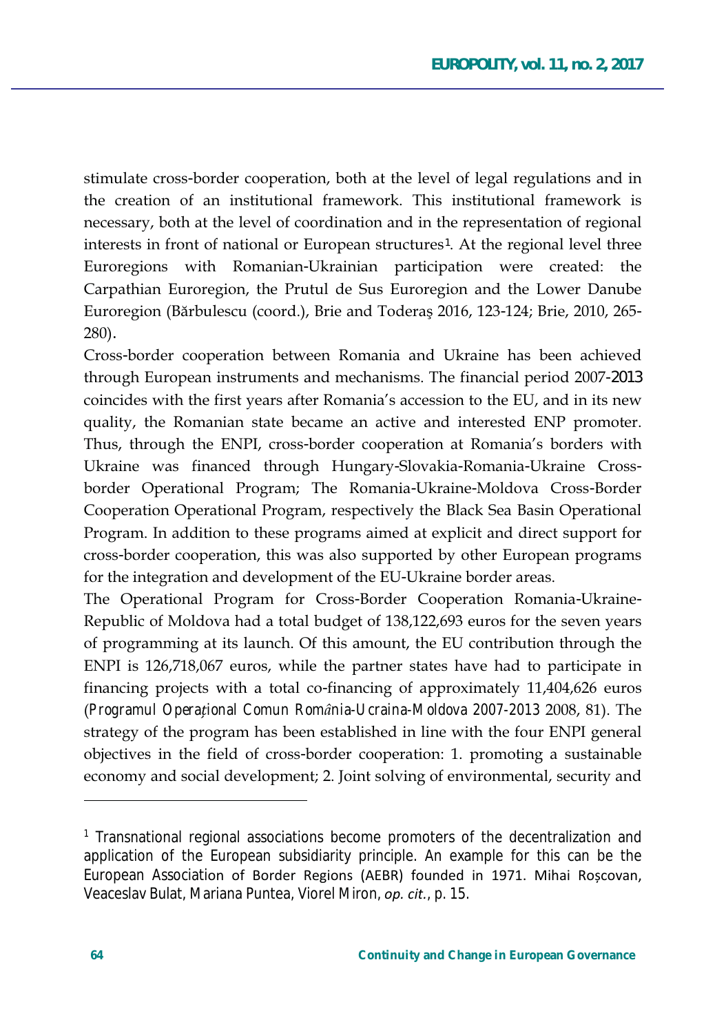stimulate cross-border cooperation, both at the level of legal regulations and in the creation of an institutional framework. This institutional framework is necessary, both at the level of coordination and in the representation of regional interests in front of national or European structures[1]. At the regional level three Euroregions with Romanian-Ukrainian participation were created: the Carpathian Euroregion, the Prutul de Sus Euroregion and the Lower Danube Euroregion (Bărbulescu (coord.), Brie and Toderaş 2016, 123-124; Brie, 2010, 265-280).

Cross-border cooperation between Romania and Ukraine has been achieved through European instruments and mechanisms. The financial period 2007-2013 coincides with the first years after Romania's accession to the EU, and in its new quality, the Romanian state became an active and interested ENP promoter. Thus, through the ENPI, cross-border cooperation at Romania's borders with Ukraine was financed through Hungary-Slovakia-Romania-Ukraine Cross-border Operational Program; The Romania-Ukraine-Moldova Cross-Border Cooperation Operational Program, respectively the Black Sea Basin Operational Program. In addition to these programs aimed at explicit and direct support for cross-border cooperation, this was also supported by other European programs for the integration and development of the EU-Ukraine border areas.

The Operational Program for Cross-Border Cooperation Romania-Ukraine-Republic of Moldova had a total budget of 138,122,693 euros for the seven years of programming at its launch. Of this amount, the EU contribution through the ENPI is 126,718,067 euros, while the partner states have had to participate in financing projects with a total co-financing of approximately 11,404,626 euros (*Programul Operațional Comun România-Ucraina-Moldova 2007-2013* 2008, 81). The strategy of the program has been established in line with the four ENPI general objectives in the field of cross-border cooperation: 1. promoting a sustainable economy and social development; 2. Joint solving of environmental, security and

---

[1] Transnational regional associations become promoters of the decentralization and application of the European subsidiarity principle. An example for this can be the European Association of Border Regions (AEBR) founded in 1971. Mihai Roșcovan, Veaceslav Bulat, Mariana Puntea, Viorel Miron, *op. cit.*, p. 15.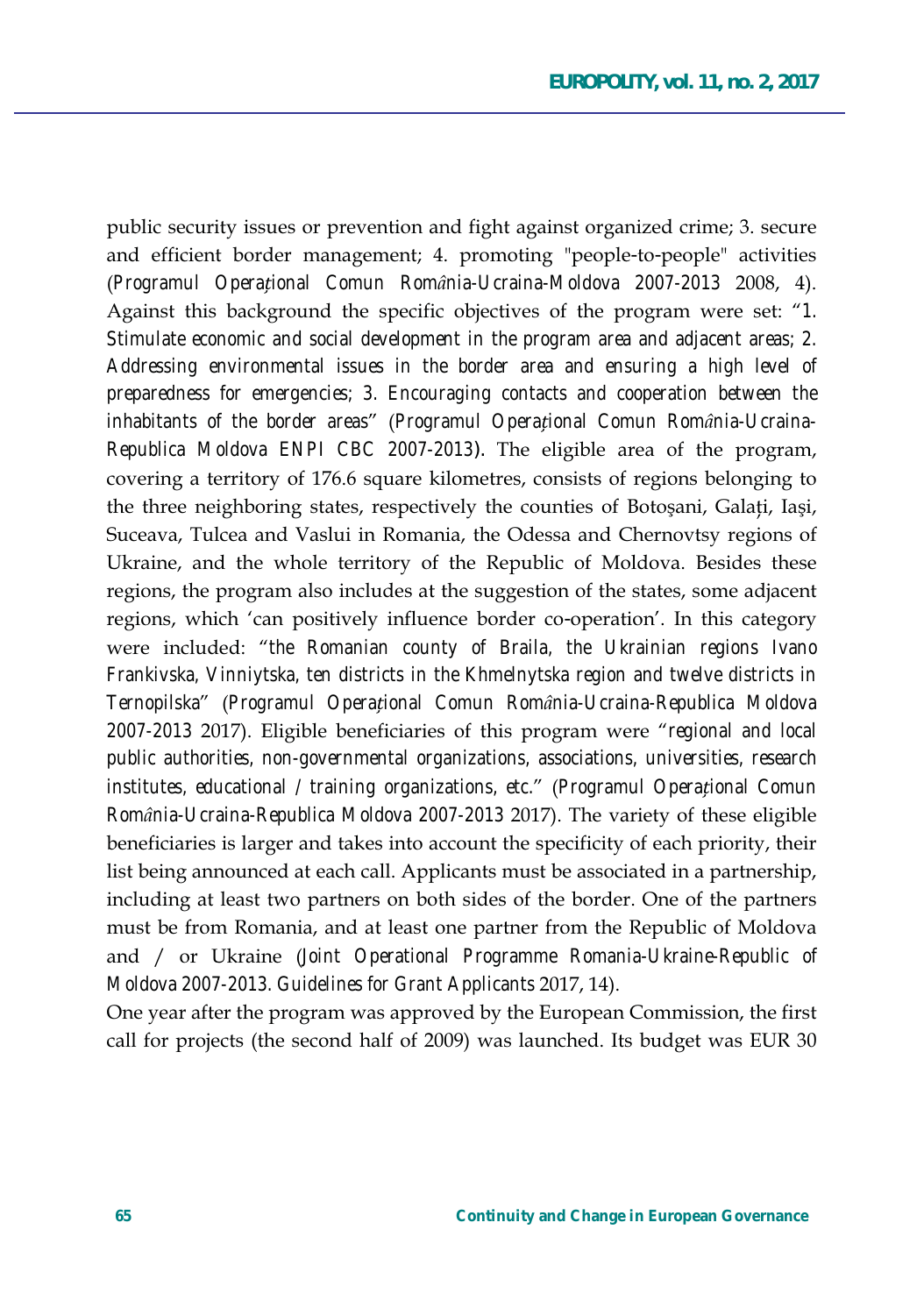public security issues or prevention and fight against organized crime; 3. secure and efficient border management; 4. promoting "people-to-people" activities (*Programul Operațional Comun România-Ucraina-Moldova 2007-2013* 2008, 4). Against this background the specific objectives of the program were set: "*1. Stimulate economic and social development in the program area and adjacent areas; 2. Addressing environmental issues in the border area and ensuring a high level of preparedness for emergencies; 3. Encouraging contacts and cooperation between the inhabitants of the border areas*" (*Programul Operațional Comun România-Ucraina-Republica Moldova ENPI CBC 2007-2013*). The eligible area of the program, covering a territory of 176.6 square kilometres, consists of regions belonging to the three neighboring states, respectively the counties of Botoşani, Galați, Iași, Suceava, Tulcea and Vaslui in Romania, the Odessa and Chernovtsy regions of Ukraine, and the whole territory of the Republic of Moldova. Besides these regions, the program also includes at the suggestion of the states, some adjacent regions, which 'can positively influence border co-operation'. In this category were included: "*the Romanian county of Braila, the Ukrainian regions Ivano Frankivska, Vinniytska, ten districts in the Khmelnytska region and twelve districts in Ternopilska*" (*Programul Operațional Comun România-Ucraina-Republica Moldova 2007-2013* 2017). Eligible beneficiaries of this program were "*regional and local public authorities, non-governmental organizations, associations, universities, research institutes, educational / training organizations, etc.*" (*Programul Operațional Comun România-Ucraina-Republica Moldova 2007-2013* 2017). The variety of these eligible beneficiaries is larger and takes into account the specificity of each priority, their list being announced at each call. Applicants must be associated in a partnership, including at least two partners on both sides of the border. One of the partners must be from Romania, and at least one partner from the Republic of Moldova and / or Ukraine (*Joint Operational Programme Romania-Ukraine-Republic of Moldova 2007-2013. Guidelines for Grant Applicants* 2017, 14).

One year after the program was approved by the European Commission, the first call for projects (the second half of 2009) was launched. Its budget was EUR 30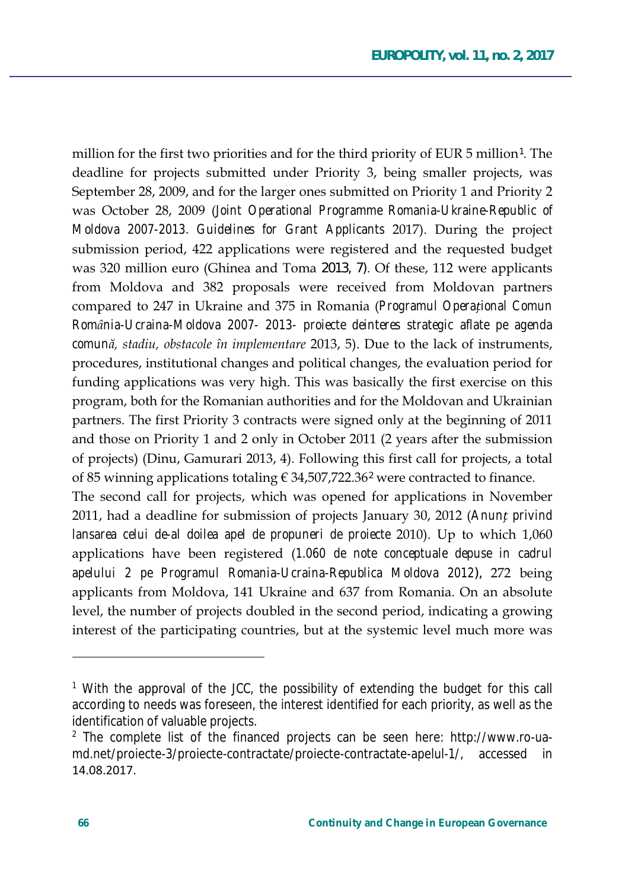million for the first two priorities and for the third priority of EUR 5 million[1]. The deadline for projects submitted under Priority 3, being smaller projects, was September 28, 2009, and for the larger ones submitted on Priority 1 and Priority 2 was October 28, 2009 (*Joint Operational Programme Romania-Ukraine-Republic of Moldova 2007-2013. Guidelines for Grant Applicants* 2017). During the project submission period, 422 applications were registered and the requested budget was 320 million euro (Ghinea and Toma 2013, 7). Of these, 112 were applicants from Moldova and 382 proposals were received from Moldovan partners compared to 247 in Ukraine and 375 in Romania (*Programul Operațional Comun România-Ucraina-Moldova 2007- 2013- proiecte deinteres strategic aflate pe agenda comună, stadiu, obstacole în implementare* 2013, 5). Due to the lack of instruments, procedures, institutional changes and political changes, the evaluation period for funding applications was very high. This was basically the first exercise on this program, both for the Romanian authorities and for the Moldovan and Ukrainian partners. The first Priority 3 contracts were signed only at the beginning of 2011 and those on Priority 1 and 2 only in October 2011 (2 years after the submission of projects) (Dinu, Gamurari 2013, 4). Following this first call for projects, a total of 85 winning applications totaling € 34,507,722.36[2] were contracted to finance.

The second call for projects, which was opened for applications in November 2011, had a deadline for submission of projects January 30, 2012 (*Anunț privind lansarea celui de-al doilea apel de propuneri de proiecte* 2010). Up to which 1,060 applications have been registered (*1.060 de note conceptuale depuse in cadrul apelului 2 pe Programul Romania-Ucraina-Republica Moldova 2012*), 272 being applicants from Moldova, 141 Ukraine and 637 from Romania. On an absolute level, the number of projects doubled in the second period, indicating a growing interest of the participating countries, but at the systemic level much more was

---

[1] With the approval of the JCC, the possibility of extending the budget for this call according to needs was foreseen, the interest identified for each priority, as well as the identification of valuable projects.

[2] The complete list of the financed projects can be seen here: http://www.ro-ua-md.net/proiecte-3/proiecte-contractate/proiecte-contractate-apelul-1/, accessed in 14.08.2017.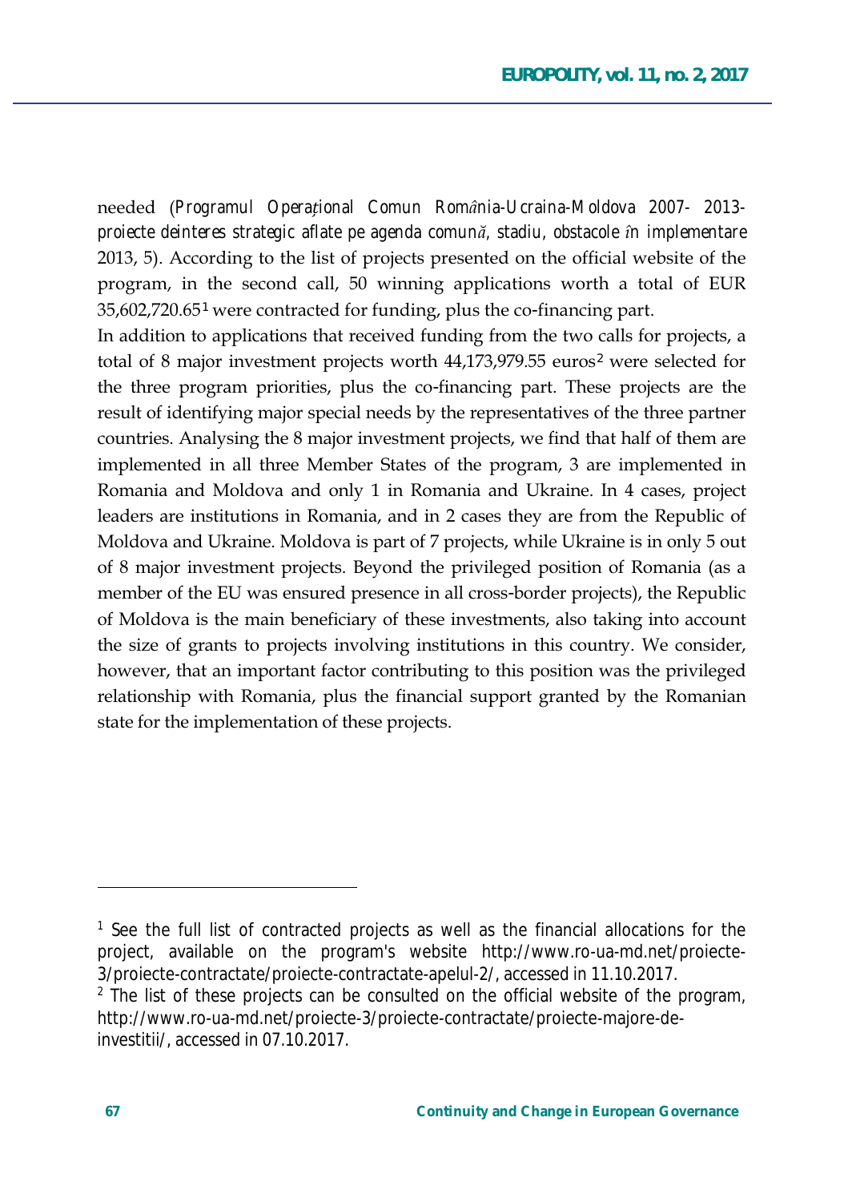needed (*Programul Operaţional Comun România-Ucraina-Moldova 2007- 2013-proiecte deinteres strategic aflate pe agenda comună, stadiu, obstacole în implementare* 2013, 5). According to the list of projects presented on the official website of the program, in the second call, 50 winning applications worth a total of EUR 35,602,720.65[1] were contracted for funding, plus the co-financing part.

In addition to applications that received funding from the two calls for projects, a total of 8 major investment projects worth 44,173,979.55 euros[2] were selected for the three program priorities, plus the co-financing part. These projects are the result of identifying major special needs by the representatives of the three partner countries. Analysing the 8 major investment projects, we find that half of them are implemented in all three Member States of the program, 3 are implemented in Romania and Moldova and only 1 in Romania and Ukraine. In 4 cases, project leaders are institutions in Romania, and in 2 cases they are from the Republic of Moldova and Ukraine. Moldova is part of 7 projects, while Ukraine is in only 5 out of 8 major investment projects. Beyond the privileged position of Romania (as a member of the EU was ensured presence in all cross-border projects), the Republic of Moldova is the main beneficiary of these investments, also taking into account the size of grants to projects involving institutions in this country. We consider, however, that an important factor contributing to this position was the privileged relationship with Romania, plus the financial support granted by the Romanian state for the implementation of these projects.

---

[1] See the full list of contracted projects as well as the financial allocations for the project, available on the program's website http://www.ro-ua-md.net/proiecte-3/proiecte-contractate/proiecte-contractate-apelul-2/, accessed in 11.10.2017.

[2] The list of these projects can be consulted on the official website of the program, http://www.ro-ua-md.net/proiecte-3/proiecte-contractate/proiecte-majore-de-investitii/, accessed in 07.10.2017.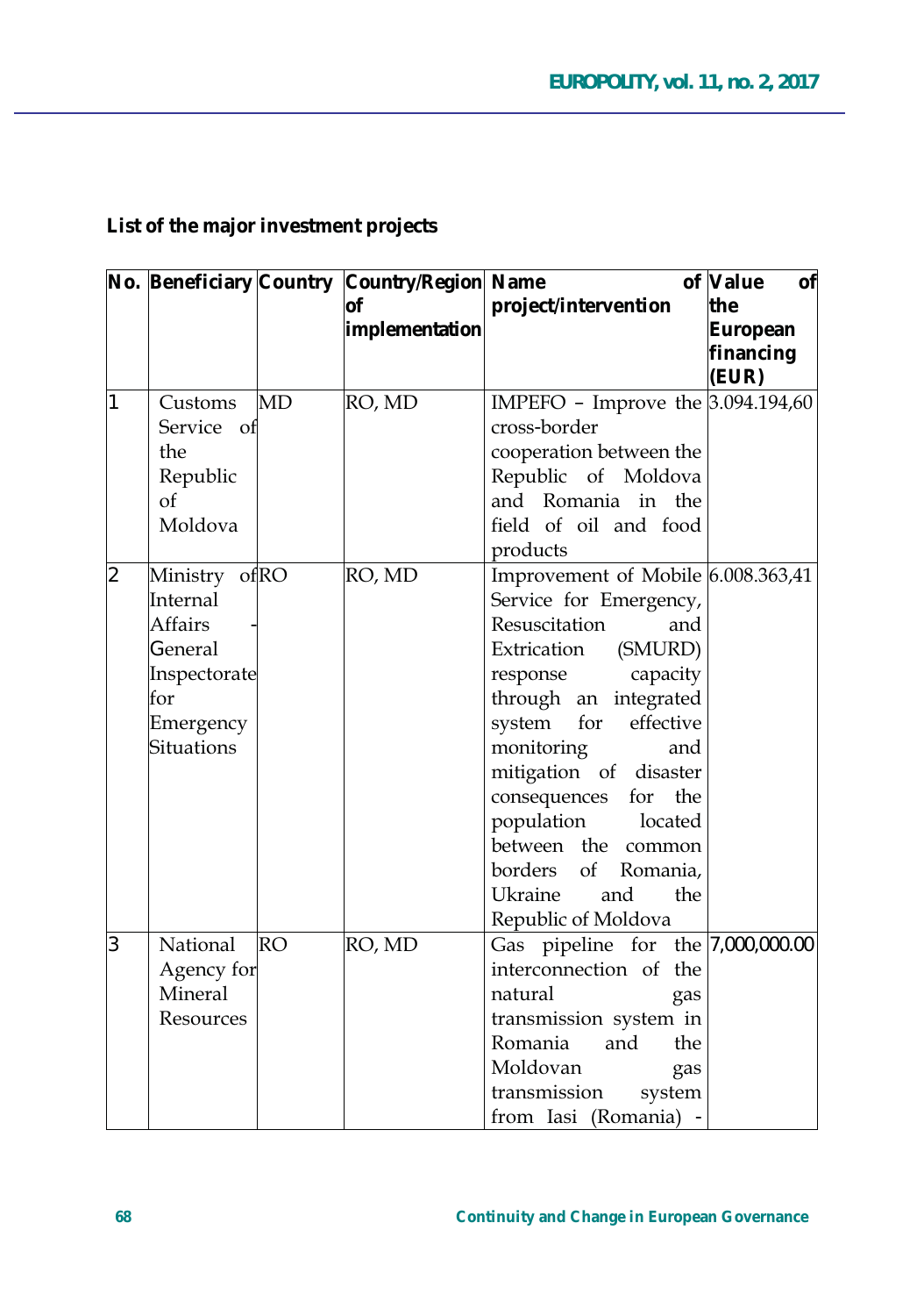**List of the major investment projects**

| No. | Beneficiary | Country | Country/Region of implementation | Name of project/intervention | Value of the European financing (EUR) |
|---|---|---|---|---|---|
| 1 | Customs Service of the Republic of Moldova | MD | RO, MD | IMPEFO – Improve the cross-border cooperation between the Republic of Moldova and Romania in the field of oil and food products | 3.094.194,60 |
| 2 | Ministry of Internal Affairs - General Inspectorate for Emergency Situations | RO | RO, MD | Improvement of Mobile Service for Emergency, Resuscitation and Extrication (SMURD) response capacity through an integrated system for effective monitoring and mitigation of disaster consequences for the population located between the common borders of Romania, Ukraine and the Republic of Moldova | 6.008.363,41 |
| 3 | National Agency for Mineral Resources | RO | RO, MD | Gas pipeline for the interconnection of the natural gas transmission system in Romania and the Moldovan gas transmission system from Iasi (Romania) - | 7,000,000.00 |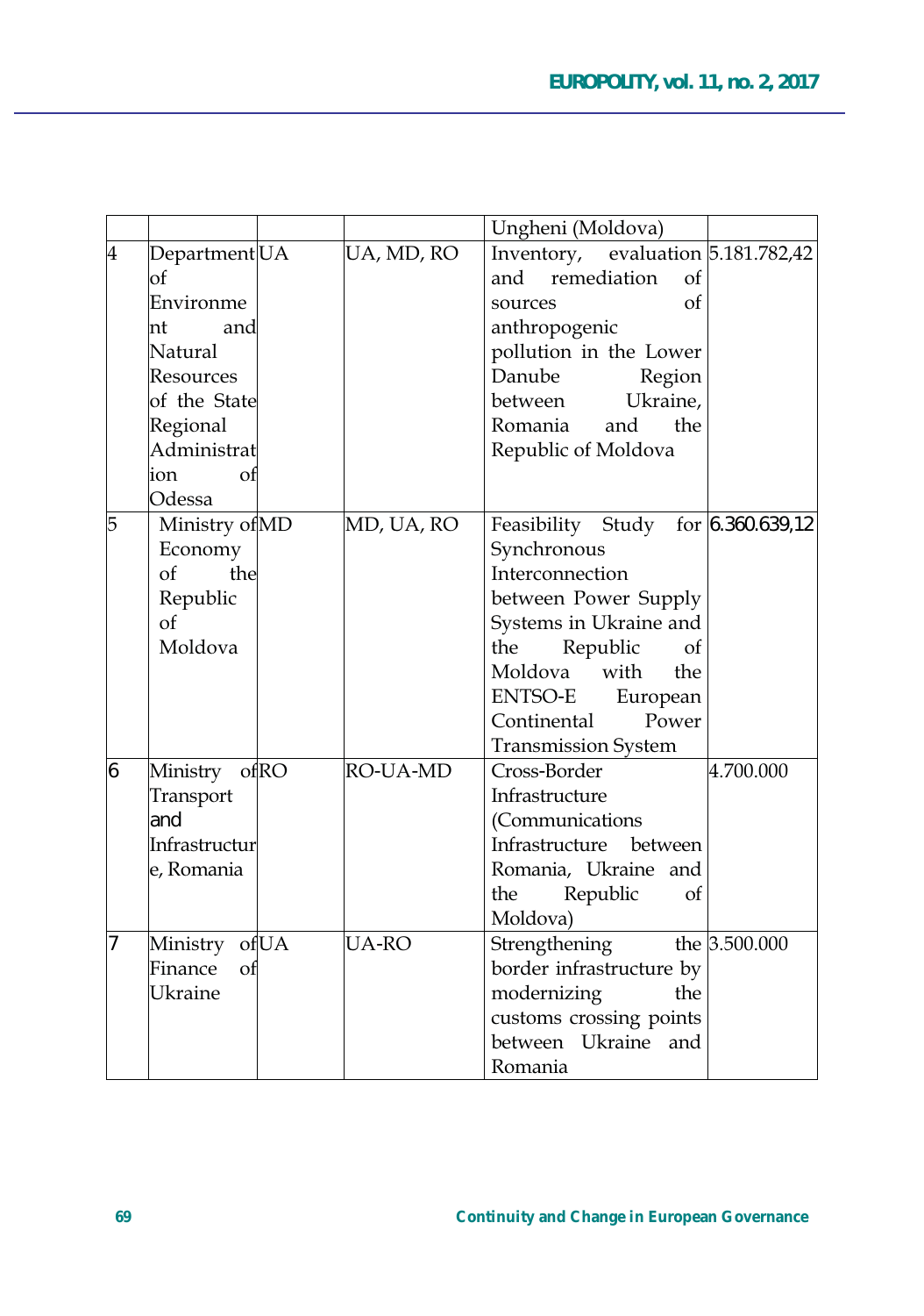|  |  |  |  | Ungheni (Moldova) |  |
|---|---|---|---|---|---|
| 4 | Department of Environment and Natural Resources of the State Regional Administration of Odessa | UA | UA, MD, RO | Inventory, evaluation and remediation of sources of anthropogenic pollution in the Lower Danube Region between Ukraine, Romania and the Republic of Moldova | 5.181.782,42 |
| 5 | Ministry of Economy of the Republic of Moldova | MD | MD, UA, RO | Feasibility Study for Synchronous Interconnection between Power Supply Systems in Ukraine and the Republic of Moldova with the ENTSO-E European Continental Power Transmission System | 6.360.639,12 |
| 6 | Ministry of Transport and Infrastructure, Romania | RO | RO-UA-MD | Cross-Border Infrastructure (Communications Infrastructure between Romania, Ukraine and the Republic of Moldova) | 4.700.000 |
| 7 | Ministry of Finance of Ukraine | UA | UA-RO | Strengthening the border infrastructure by modernizing the customs crossing points between Ukraine and Romania | 3.500.000 |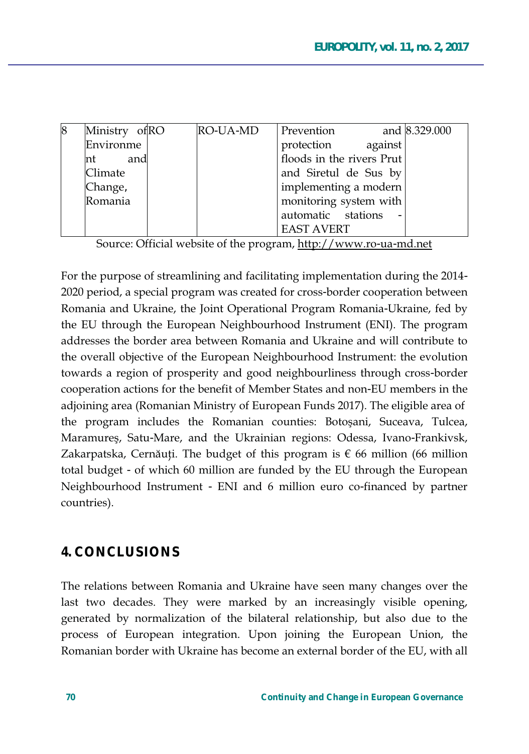| 8 | Ministry of Environment and Climate Change, Romania | RO | RO-UA-MD | Prevention and protection against floods in the rivers Prut and Siretul de Sus by implementing a modern monitoring system with automatic stations - EAST AVERT | 8.329.000 |
|---|---|---|---|---|---|

Source: Official website of the program, http://www.ro-ua-md.net

For the purpose of streamlining and facilitating implementation during the 2014-2020 period, a special program was created for cross-border cooperation between Romania and Ukraine, the Joint Operational Program Romania-Ukraine, fed by the EU through the European Neighbourhood Instrument (ENI). The program addresses the border area between Romania and Ukraine and will contribute to the overall objective of the European Neighbourhood Instrument: the evolution towards a region of prosperity and good neighbourliness through cross-border cooperation actions for the benefit of Member States and non-EU members in the adjoining area (Romanian Ministry of European Funds 2017). The eligible area of the program includes the Romanian counties: Botoşani, Suceava, Tulcea, Maramureş, Satu-Mare, and the Ukrainian regions: Odessa, Ivano-Frankivsk, Zakarpatska, Cernăuți. The budget of this program is € 66 million (66 million total budget - of which 60 million are funded by the EU through the European Neighbourhood Instrument - ENI and 6 million euro co-financed by partner countries).

## 4. CONCLUSIONS

The relations between Romania and Ukraine have seen many changes over the last two decades. They were marked by an increasingly visible opening, generated by normalization of the bilateral relationship, but also due to the process of European integration. Upon joining the European Union, the Romanian border with Ukraine has become an external border of the EU, with all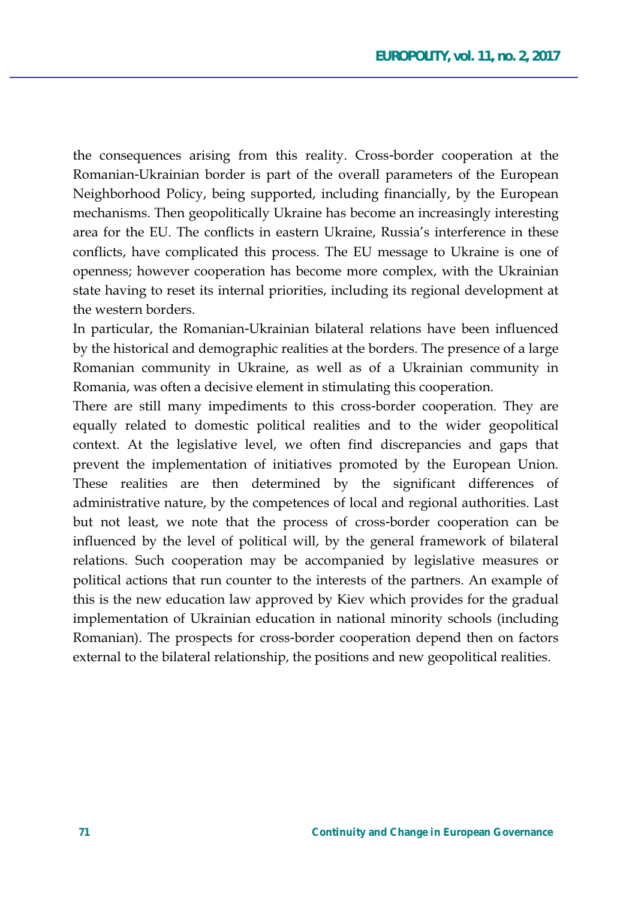the consequences arising from this reality. Cross-border cooperation at the Romanian-Ukrainian border is part of the overall parameters of the European Neighborhood Policy, being supported, including financially, by the European mechanisms. Then geopolitically Ukraine has become an increasingly interesting area for the EU. The conflicts in eastern Ukraine, Russia's interference in these conflicts, have complicated this process. The EU message to Ukraine is one of openness; however cooperation has become more complex, with the Ukrainian state having to reset its internal priorities, including its regional development at the western borders.

In particular, the Romanian-Ukrainian bilateral relations have been influenced by the historical and demographic realities at the borders. The presence of a large Romanian community in Ukraine, as well as of a Ukrainian community in Romania, was often a decisive element in stimulating this cooperation.

There are still many impediments to this cross-border cooperation. They are equally related to domestic political realities and to the wider geopolitical context. At the legislative level, we often find discrepancies and gaps that prevent the implementation of initiatives promoted by the European Union. These realities are then determined by the significant differences of administrative nature, by the competences of local and regional authorities. Last but not least, we note that the process of cross-border cooperation can be influenced by the level of political will, by the general framework of bilateral relations. Such cooperation may be accompanied by legislative measures or political actions that run counter to the interests of the partners. An example of this is the new education law approved by Kiev which provides for the gradual implementation of Ukrainian education in national minority schools (including Romanian). The prospects for cross-border cooperation depend then on factors external to the bilateral relationship, the positions and new geopolitical realities.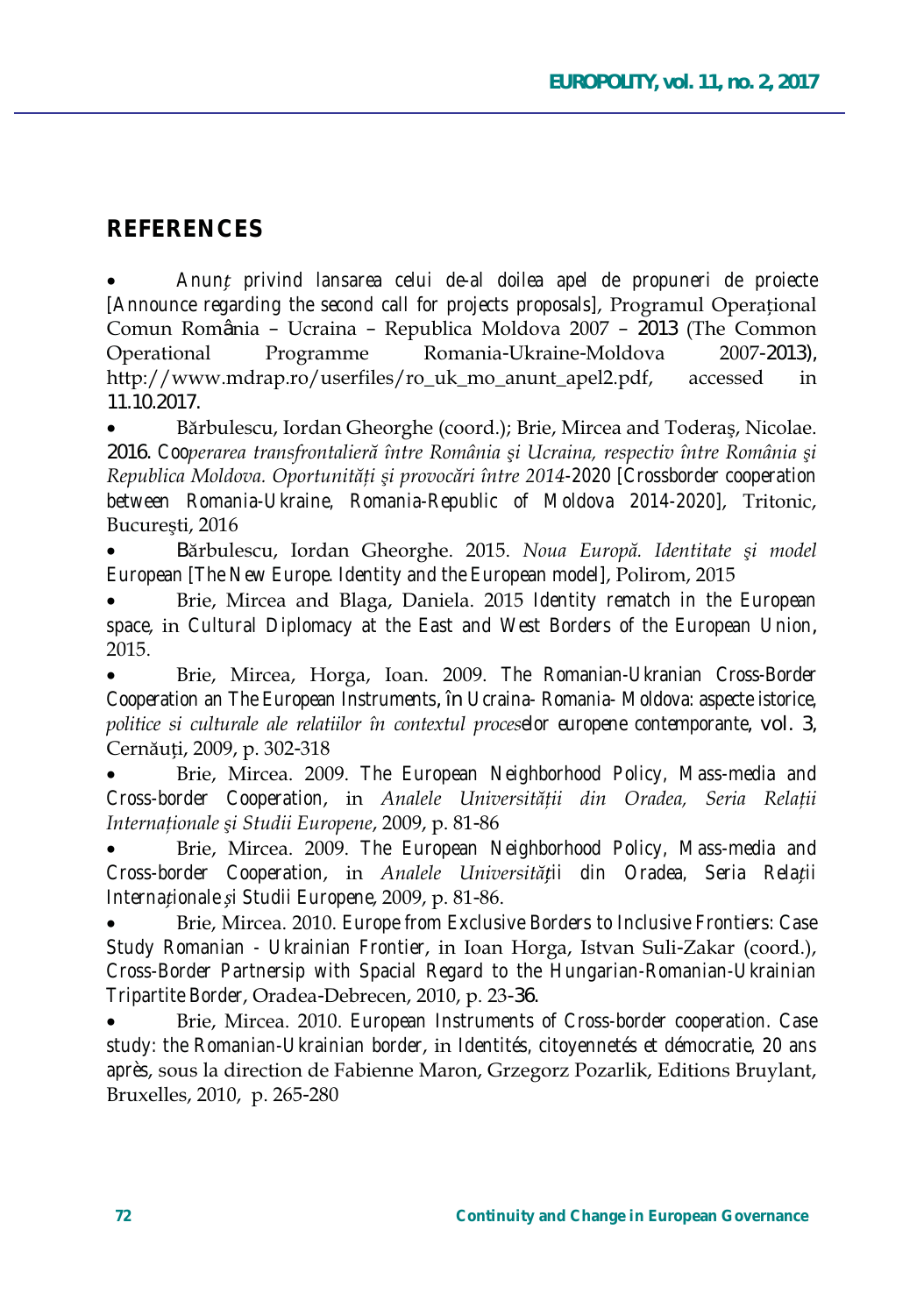## REFERENCES

- *Anunț privind lansarea celui de-al doilea apel de propuneri de proiecte* [Announce regarding the second call for projects proposals], Programul Operațional Comun România – Ucraina – Republica Moldova 2007 – 2013 (The Common Operational Programme Romania-Ukraine-Moldova 2007-2013), http://www.mdrap.ro/userfiles/ro_uk_mo_anunt_apel2.pdf, accessed in 11.10.2017.
- Bărbulescu, Iordan Gheorghe (coord.); Brie, Mircea and Toderaş, Nicolae. 2016. *Cooperarea transfrontalieră între România şi Ucraina, respectiv între România şi Republica Moldova. Oportunități şi provocări între 2014-2020* [Crossborder cooperation between Romania-Ukraine, Romania-Republic of Moldova 2014-2020], Tritonic, Bucureşti, 2016
- Bărbulescu, Iordan Gheorghe. 2015. *Noua Europă. Identitate şi model European* [The New Europe. Identity and the European model], Polirom, 2015
- Brie, Mircea and Blaga, Daniela. 2015 Identity rematch in the European space, in *Cultural Diplomacy at the East and West Borders of the European Union*, 2015.
- Brie, Mircea, Horga, Ioan. 2009. The Romanian-Ukranian Cross-Border Cooperation an The European Instruments, în *Ucraina- Romania- Moldova: aspecte istorice, politice si culturale ale relatiilor în contextul proceselor europene contemporante*, vol. 3, Cernăuți, 2009, p. 302-318
- Brie, Mircea. 2009. The European Neighborhood Policy, Mass-media and Cross-border Cooperation, in *Analele Universității din Oradea, Seria Relații Internaționale şi Studii Europene*, 2009, p. 81-86
- Brie, Mircea. 2009. The European Neighborhood Policy, Mass-media and Cross-border Cooperation, in *Analele Universității din Oradea, Seria Relații Internaționale și Studii Europene*, 2009, p. 81-86.
- Brie, Mircea. 2010. Europe from Exclusive Borders to Inclusive Frontiers: Case Study Romanian - Ukrainian Frontier, in Ioan Horga, Istvan Suli-Zakar (coord.), *Cross-Border Partnersip with Spacial Regard to the Hungarian-Romanian-Ukrainian Tripartite Border*, Oradea-Debrecen, 2010, p. 23-36.
- Brie, Mircea. 2010. European Instruments of Cross-border cooperation. Case study: the Romanian-Ukrainian border, in *Identités, citoyennetés et démocratie, 20 ans après*, sous la direction de Fabienne Maron, Grzegorz Pozarlik, Editions Bruylant, Bruxelles, 2010, p. 265-280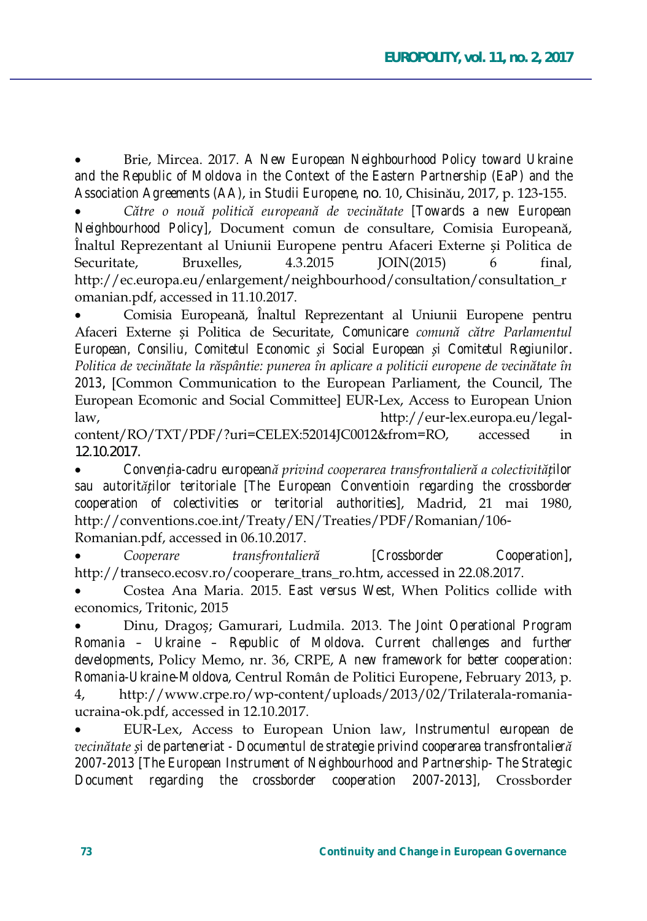- Brie, Mircea. 2017. *A New European Neighbourhood Policy toward Ukraine and the Republic of Moldova in the Context of the Eastern Partnership (EaP) and the Association Agreements (AA)*, in *Studii Europene*, no. 10, Chisinău, 2017, p. 123-155.
- *Către o nouă politică europeană de vecinătate* [Towards a new European Neighbourhood Policy], Document comun de consultare, Comisia Europeană, Înaltul Reprezentant al Uniunii Europene pentru Afaceri Externe și Politica de Securitate, Bruxelles, 4.3.2015 JOIN(2015) 6 final, http://ec.europa.eu/enlargement/neighbourhood/consultation/consultation_romanian.pdf, accessed in 11.10.2017.
- Comisia Europeană, Înaltul Reprezentant al Uniunii Europene pentru Afaceri Externe și Politica de Securitate, *Comunicare comună către Parlamentul European, Consiliu, Comitetul Economic și Social European și Comitetul Regiunilor. Politica de vecinătate la răspântie: punerea în aplicare a politicii europene de vecinătate în 2013*, [Common Communication to the European Parliament, the Council, The European Ecomonic and Social Committee] EUR-Lex, Access to European Union law, http://eur-lex.europa.eu/legal-content/RO/TXT/PDF/?uri=CELEX:52014JC0012&from=RO, accessed in 12.10.2017.
- *Convenția-cadru europeană privind cooperarea transfrontalieră a colectivităților sau autorităților teritoriale* [The European Conventioin regarding the crossborder cooperation of colectivities or teritorial authorities], Madrid, 21 mai 1980, http://conventions.coe.int/Treaty/EN/Treaties/PDF/Romanian/106-Romanian.pdf, accessed in 06.10.2017.
- *Cooperare transfrontalieră* [Crossborder Cooperation], http://transeco.ecosv.ro/cooperare_trans_ro.htm, accessed in 22.08.2017.
- Costea Ana Maria. 2015. *East versus West*, When Politics collide with economics, Tritonic, 2015
- Dinu, Dragoș; Gamurari, Ludmila. 2013. *The Joint Operational Program Romania – Ukraine – Republic of Moldova. Current challenges and further developments*, Policy Memo, nr. 36, CRPE, *A new framework for better cooperation: Romania-Ukraine-Moldova*, Centrul Român de Politici Europene, February 2013, p. 4, http://www.crpe.ro/wp-content/uploads/2013/02/Trilaterala-romania-ucraina-ok.pdf, accessed in 12.10.2017.
- EUR-Lex, Access to European Union law, *Instrumentul european de vecinătate și de parteneriat - Documentul de strategie privind cooperarea transfrontalieră 2007-2013* [The European Instrument of Neighbourhood and Partnership- The Strategic Document regarding the crossborder cooperation 2007-2013], Crossborder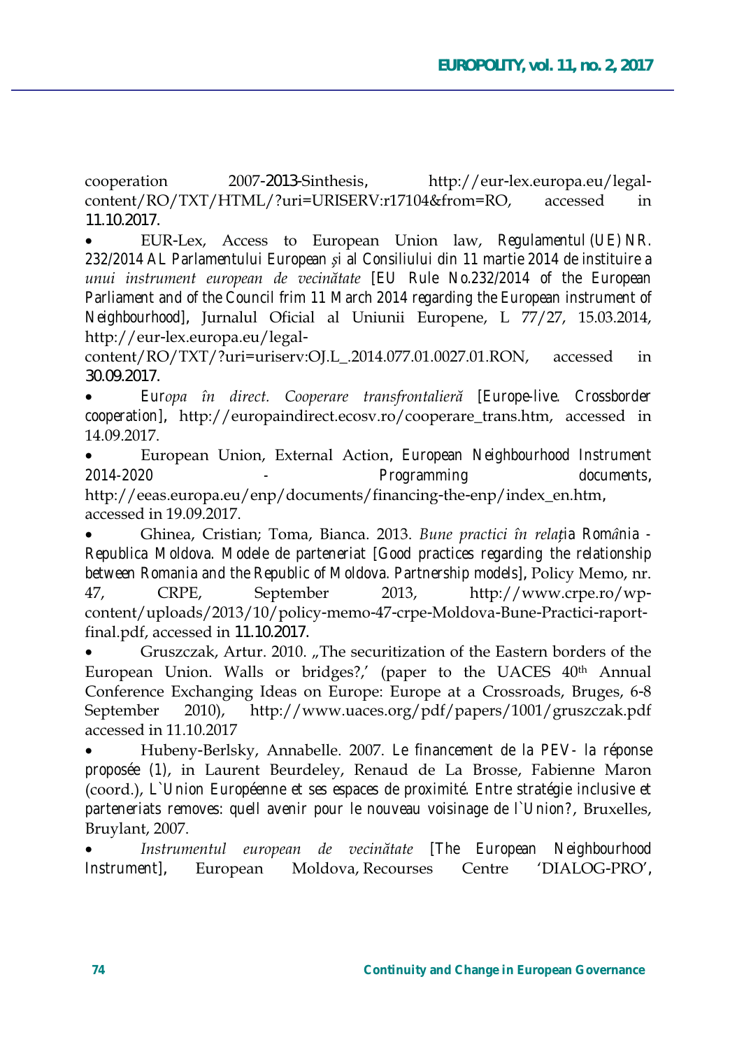cooperation 2007-2013-Sinthesis, http://eur-lex.europa.eu/legal-content/RO/TXT/HTML/?uri=URISERV:r17104&from=RO, accessed in 11.10.2017.

- EUR-Lex, Access to European Union law, *Regulamentul (UE) NR. 232/2014 AL Parlamentului European și al Consiliului din 11 martie 2014 de instituire a unui instrument european de vecinătate* [EU Rule No.232/2014 of the European Parliament and of the Council frim 11 March 2014 regarding the European instrument of Neighbourhood], Jurnalul Oficial al Uniunii Europene, L 77/27, 15.03.2014, http://eur-lex.europa.eu/legal-content/RO/TXT/?uri=uriserv:OJ.L_.2014.077.01.0027.01.RON, accessed in 30.09.2017.
- *Europa în direct. Cooperare transfrontalieră* [Europe-live. Crossborder cooperation], http://europaindirect.ecosv.ro/cooperare_trans.htm, accessed in 14.09.2017.
- European Union, External Action, *European Neighbourhood Instrument 2014-2020 - Programming documents*, http://eeas.europa.eu/enp/documents/financing-the-enp/index_en.htm, accessed in 19.09.2017.
- Ghinea, Cristian; Toma, Bianca. 2013. *Bune practici în relația România - Republica Moldova. Modele de parteneriat* [Good practices regarding the relationship between Romania and the Republic of Moldova. Partnership models], Policy Memo, nr. 47, CRPE, September 2013, http://www.crpe.ro/wp-content/uploads/2013/10/policy-memo-47-crpe-Moldova-Bune-Practici-raport-final.pdf, accessed in 11.10.2017.
- Gruszczak, Artur. 2010. „The securitization of the Eastern borders of the European Union. Walls or bridges?,' (paper to the UACES 40th Annual Conference Exchanging Ideas on Europe: Europe at a Crossroads, Bruges, 6-8 September 2010), http://www.uaces.org/pdf/papers/1001/gruszczak.pdf accessed in 11.10.2017
- Hubeny-Berlsky, Annabelle. 2007. *Le financement de la PEV- la réponse proposée (1)*, in Laurent Beurdeley, Renaud de La Brosse, Fabienne Maron (coord.), *L`Union Européenne et ses espaces de proximité. Entre stratégie inclusive et parteneriats removes: quell avenir pour le nouveau voisinage de l`Union?*, Bruxelles, Bruylant, 2007.
- *Instrumentul european de vecinătate* [The European Neighbourhood Instrument], European Moldova, Recourses Centre 'DIALOG-PRO',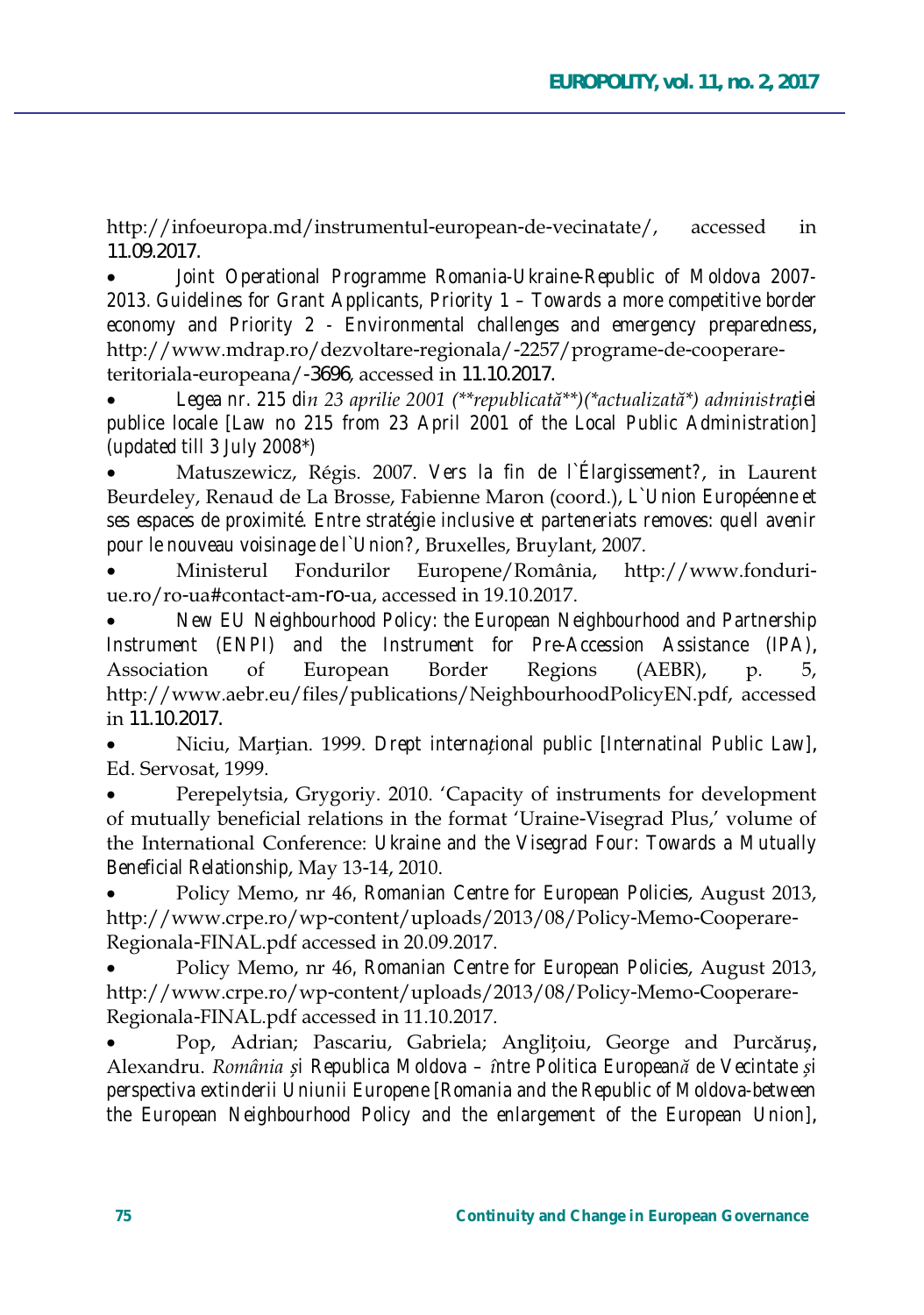http://infoeuropa.md/instrumentul-european-de-vecinatate/, accessed in 11.09.2017.

- *Joint Operational Programme Romania-Ukraine-Republic of Moldova 2007-2013. Guidelines for Grant Applicants, Priority 1 – Towards a more competitive border economy and Priority 2 - Environmental challenges and emergency preparedness*, http://www.mdrap.ro/dezvoltare-regionala/-2257/programe-de-cooperare-teritoriala-europeana/-3696, accessed in 11.10.2017.
- *Legea nr. 215 din 23 aprilie 2001 (\*\*republicată\*\*)(\*actualizată\*) administrației publice locale [Law no 215 from 23 April 2001 of the Local Public Administration] (updated till 3 July 2008\*)*
- Matuszewicz, Régis. 2007. *Vers la fin de l`Élargissement?*, in Laurent Beurdeley, Renaud de La Brosse, Fabienne Maron (coord.), *L`Union Européenne et ses espaces de proximité. Entre stratégie inclusive et parteneriats removes: quell avenir pour le nouveau voisinage de l`Union?*, Bruxelles, Bruylant, 2007.
- Ministerul Fondurilor Europene/România, http://www.fonduri-ue.ro/ro-ua#contact-am-ro-ua, accessed in 19.10.2017.
- *New EU Neighbourhood Policy: the European Neighbourhood and Partnership Instrument (ENPI) and the Instrument for Pre-Accession Assistance (IPA)*, Association of European Border Regions (AEBR), p. 5, http://www.aebr.eu/files/publications/NeighbourhoodPolicyEN.pdf, accessed in 11.10.2017.
- Niciu, Marțian. 1999. *Drept internațional public [Internatinal Public Law]*, Ed. Servosat, 1999.
- Perepelytsia, Grygoriy. 2010. 'Capacity of instruments for development of mutually beneficial relations in the format 'Uraine-Visegrad Plus,' volume of the International Conference: *Ukraine and the Visegrad Four: Towards a Mutually Beneficial Relationship*, May 13-14, 2010.
- Policy Memo, nr 46, *Romanian Centre for European Policies*, August 2013, http://www.crpe.ro/wp-content/uploads/2013/08/Policy-Memo-Cooperare-Regionala-FINAL.pdf accessed in 20.09.2017.
- Policy Memo, nr 46, *Romanian Centre for European Policies*, August 2013, http://www.crpe.ro/wp-content/uploads/2013/08/Policy-Memo-Cooperare-Regionala-FINAL.pdf accessed in 11.10.2017.
- Pop, Adrian; Pascariu, Gabriela; Anglițoiu, George and Purcăruș, Alexandru. *România și Republica Moldova – între Politica Europeană de Vecintate și perspectiva extinderii Uniunii Europene [Romania and the Republic of Moldova-between the European Neighbourhood Policy and the enlargement of the European Union]*,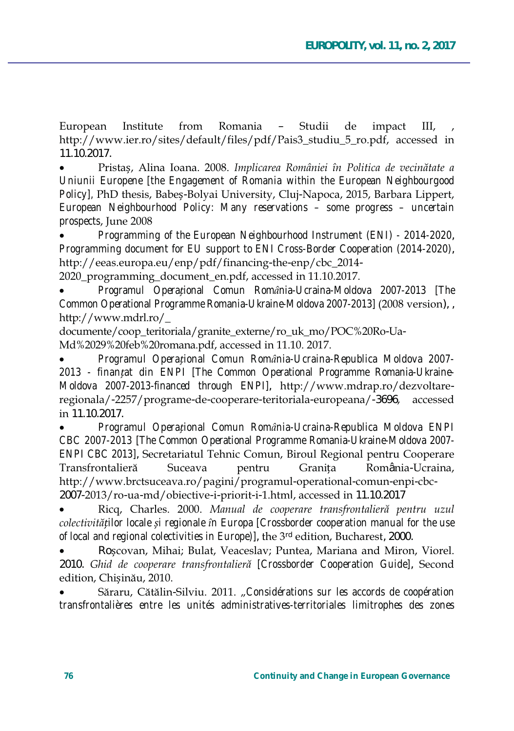European Institute from Romania – Studii de impact III, , http://www.ier.ro/sites/default/files/pdf/Pais3_studiu_5_ro.pdf, accessed in 11.10.2017.

- Pristaș, Alina Ioana. 2008. *Implicarea României în Politica de vecinătate a Uniunii Europene* [the Engagement of Romania within the European Neighbourgood Policy], PhD thesis, Babeș-Bolyai University, Cluj-Napoca, 2015, Barbara Lippert, *European Neighbourhood Policy: Many reservations – some progress – uncertain prospects*, June 2008
- *Programming of the European Neighbourhood Instrument (ENI) - 2014-2020*, *Programming document for EU support to ENI Cross-Border Cooperation (2014-2020)*, http://eeas.europa.eu/enp/pdf/financing-the-enp/cbc_2014-2020_programming_document_en.pdf, accessed in 11.10.2017.
- *Programul Operațional Comun România-Ucraina-Moldova 2007-2013* [The Common Operational Programme Romania-Ukraine-Moldova 2007-2013] (2008 version), , http://www.mdrl.ro/_documente/coop_teritoriala/granite_externe/ro_uk_mo/POC%20Ro-Ua-Md%2029%20feb%20romana.pdf, accessed in 11.10. 2017.
- *Programul Operațional Comun România-Ucraina-Republica Moldova 2007-2013 - finanțat din ENPI* [The Common Operational Programme Romania-Ukraine-Moldova 2007-2013-financed through ENPI], http://www.mdrap.ro/dezvoltare-regionala/-2257/programe-de-cooperare-teritoriala-europeana/-3696, accessed in 11.10.2017.
- *Programul Operațional Comun România-Ucraina-Republica Moldova ENPI CBC 2007-2013* [The Common Operational Programme Romania-Ukraine-Moldova 2007-ENPI CBC 2013], Secretariatul Tehnic Comun, Biroul Regional pentru Cooperare Transfrontalieră Suceava pentru Granița România-Ucraina, http://www.brctsuceava.ro/pagini/programul-operational-comun-enpi-cbc-2007-2013/ro-ua-md/obiective-i-priorit-i-1.html, accessed in 11.10.2017
- Ricq, Charles. 2000. *Manual de cooperare transfrontalieră pentru uzul colectivităților locale și regionale în Europa* [Crossborder cooperation manual for the use of local and regional colectivities in Europe)], the 3rd edition, Bucharest, 2000.
- Roșcovan, Mihai; Bulat, Veaceslav; Puntea, Mariana and Miron, Viorel. 2010. *Ghid de cooperare transfrontalieră* [Crossborder Cooperation Guide], Second edition, Chișinău, 2010.
- Săraru, Cătălin-Silviu. 2011. „Considérations sur les accords de coopération transfrontalières entre les unités administratives-territoriales limitrophes des zones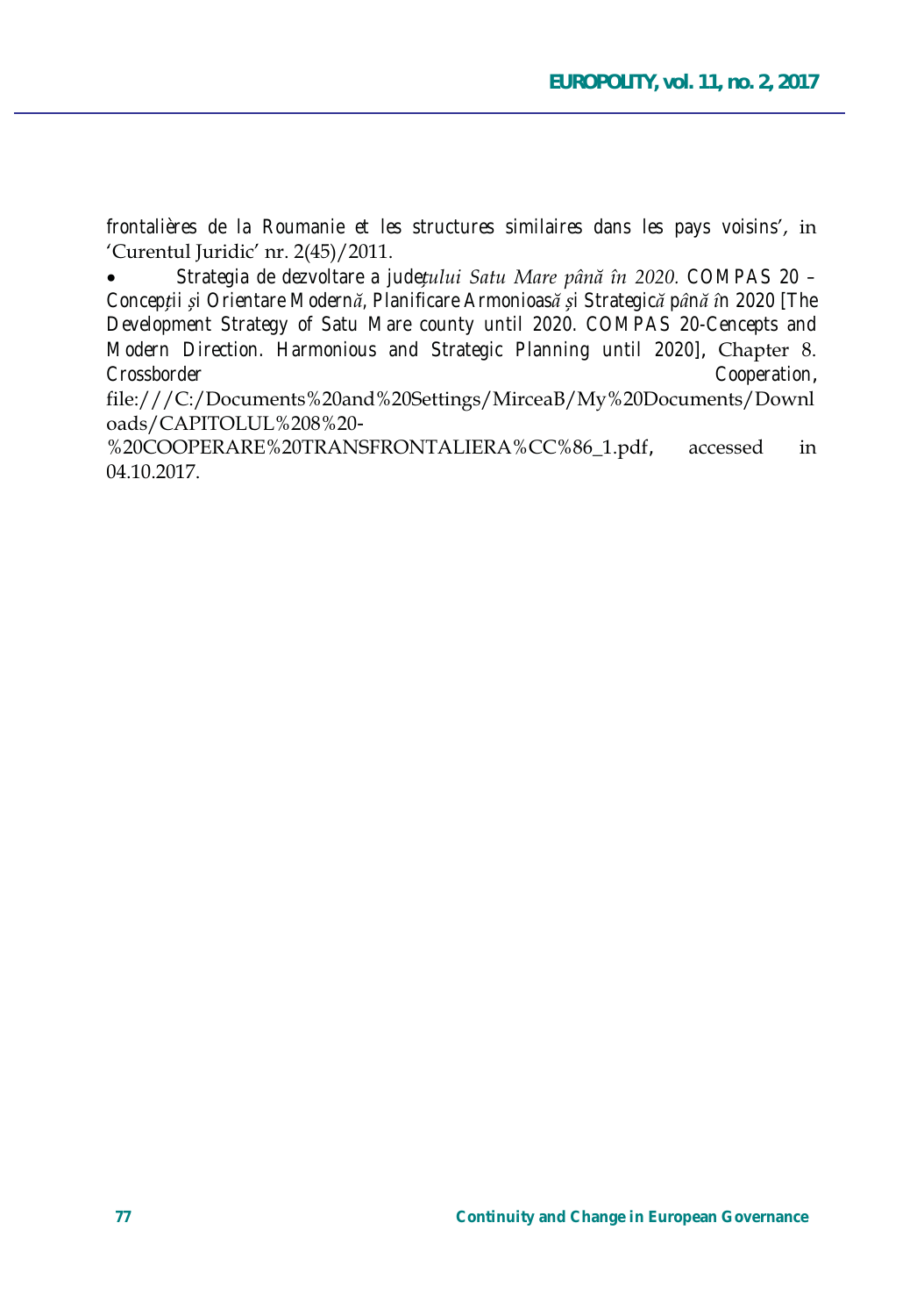*frontalières de la Roumanie et les structures similaires dans les pays voisins'*, in 'Curentul Juridic' nr. 2(45)/2011.

- *Strategia de dezvoltare a județului Satu Mare până în 2020. COMPAS 20 – Concepții și Orientare Modernă, Planificare Armonioasă și Strategică până în 2020 [The Development Strategy of Satu Mare county until 2020. COMPAS 20-Cencepts and Modern Direction. Harmonious and Strategic Planning until 2020]*, Chapter 8. *Crossborder Cooperation*, file:///C:/Documents%20and%20Settings/MirceaB/My%20Documents/Downloads/CAPITOLUL%208%20-%20COOPERARE%20TRANSFRONTALIERA%CC%86_1.pdf, accessed in 04.10.2017.